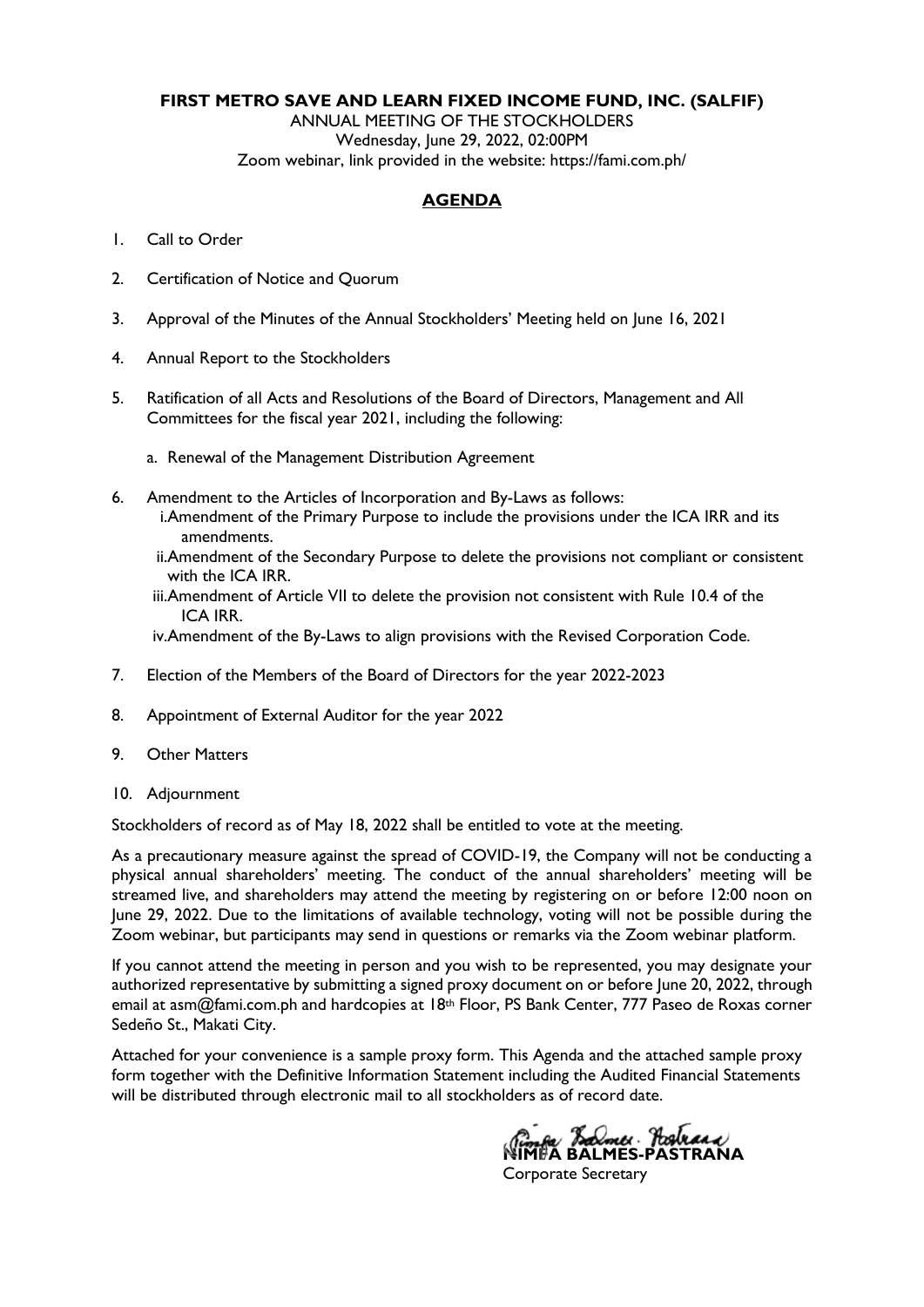**FIRST METRO SAVE AND LEARN FIXED INCOME FUND, INC. (SALFIF)**

ANNUAL MEETING OF THE STOCKHOLDERS

Wednesday, June 29, 2022, 02:00PM

Zoom webinar, link provided in the website: https://fami.com.ph/

## **AGENDA**

1. Call to Order
2. Certification of Notice and Quorum
3. Approval of the Minutes of the Annual Stockholders' Meeting held on June 16, 2021
4. Annual Report to the Stockholders
5. Ratification of all Acts and Resolutions of the Board of Directors, Management and All Committees for the fiscal year 2021, including the following:
   a. Renewal of the Management Distribution Agreement
6. Amendment to the Articles of Incorporation and By-Laws as follows:
   i. Amendment of the Primary Purpose to include the provisions under the ICA IRR and its amendments.
   ii. Amendment of the Secondary Purpose to delete the provisions not compliant or consistent with the ICA IRR.
   iii. Amendment of Article VII to delete the provision not consistent with Rule 10.4 of the ICA IRR.
   iv. Amendment of the By-Laws to align provisions with the Revised Corporation Code.
7. Election of the Members of the Board of Directors for the year 2022-2023
8. Appointment of External Auditor for the year 2022
9. Other Matters
10. Adjournment

Stockholders of record as of May 18, 2022 shall be entitled to vote at the meeting.

As a precautionary measure against the spread of COVID-19, the Company will not be conducting a physical annual shareholders' meeting. The conduct of the annual shareholders' meeting will be streamed live, and shareholders may attend the meeting by registering on or before 12:00 noon on June 29, 2022. Due to the limitations of available technology, voting will not be possible during the Zoom webinar, but participants may send in questions or remarks via the Zoom webinar platform.

If you cannot attend the meeting in person and you wish to be represented, you may designate your authorized representative by submitting a signed proxy document on or before June 20, 2022, through email at asm@fami.com.ph and hardcopies at 18th Floor, PS Bank Center, 777 Paseo de Roxas corner Sedeño St., Makati City.

Attached for your convenience is a sample proxy form. This Agenda and the attached sample proxy form together with the Definitive Information Statement including the Audited Financial Statements will be distributed through electronic mail to all stockholders as of record date.

**NIMFA BALMES-PASTRANA**

Corporate Secretary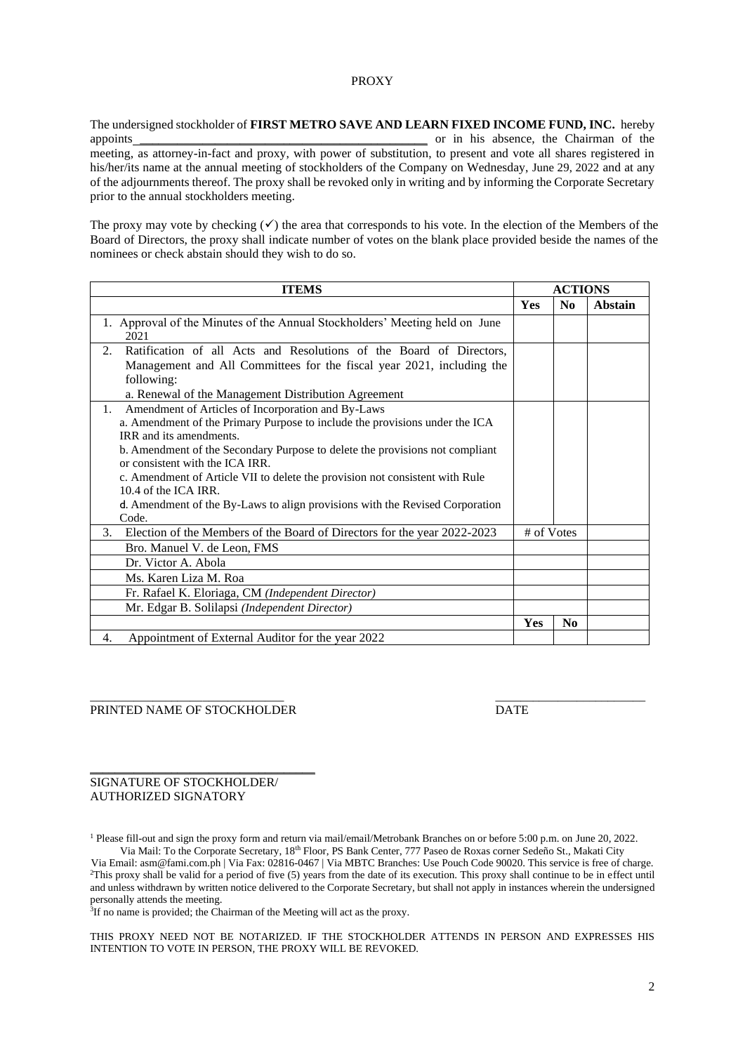# PROXY

The undersigned stockholder of **FIRST METRO SAVE AND LEARN FIXED INCOME FUND, INC.** hereby appoints_______________________________________________ or in his absence, the Chairman of the meeting, as attorney-in-fact and proxy, with power of substitution, to present and vote all shares registered in his/her/its name at the annual meeting of stockholders of the Company on Wednesday, June 29, 2022 and at any of the adjournments thereof. The proxy shall be revoked only in writing and by informing the Corporate Secretary prior to the annual stockholders meeting.

The proxy may vote by checking (✓) the area that corresponds to his vote. In the election of the Members of the Board of Directors, the proxy shall indicate number of votes on the blank place provided beside the names of the nominees or check abstain should they wish to do so.

| **ITEMS** | **ACTIONS** | | |
|---|---|---|---|
| | **Yes** | **No** | **Abstain** |
| 1. Approval of the Minutes of the Annual Stockholders' Meeting held on June 2021 | | | |
| 2. Ratification of all Acts and Resolutions of the Board of Directors, Management and All Committees for the fiscal year 2021, including the following:<br>a. Renewal of the Management Distribution Agreement | | | |
| 1. Amendment of Articles of Incorporation and By-Laws<br>a. Amendment of the Primary Purpose to include the provisions under the ICA IRR and its amendments.<br>b. Amendment of the Secondary Purpose to delete the provisions not compliant or consistent with the ICA IRR.<br>c. Amendment of Article VII to delete the provision not consistent with Rule 10.4 of the ICA IRR.<br>d. Amendment of the By-Laws to align provisions with the Revised Corporation Code. | | | |
| 3. Election of the Members of the Board of Directors for the year 2022-2023 | # of Votes | | |
| Bro. Manuel V. de Leon, FMS | | | |
| Dr. Victor A. Abola | | | |
| Ms. Karen Liza M. Roa | | | |
| Fr. Rafael K. Eloriaga, CM *(Independent Director)* | | | |
| Mr. Edgar B. Solilapsi *(Independent Director)* | | | |
| | **Yes** | **No** | |
| 4. Appointment of External Auditor for the year 2022 | | | |

_______________________________
PRINTED NAME OF STOCKHOLDER

_______________________
DATE

_________________________________
SIGNATURE OF STOCKHOLDER/
AUTHORIZED SIGNATORY

[1] Please fill-out and sign the proxy form and return via mail/email/Metrobank Branches on or before 5:00 p.m. on June 20, 2022.
Via Mail: To the Corporate Secretary, 18th Floor, PS Bank Center, 777 Paseo de Roxas corner Sedeño St., Makati City
Via Email: asm@fami.com.ph | Via Fax: 02816-0467 | Via MBTC Branches: Use Pouch Code 90020. This service is free of charge.

[2] This proxy shall be valid for a period of five (5) years from the date of its execution. This proxy shall continue to be in effect until and unless withdrawn by written notice delivered to the Corporate Secretary, but shall not apply in instances wherein the undersigned personally attends the meeting.

[3] If no name is provided; the Chairman of the Meeting will act as the proxy.

THIS PROXY NEED NOT BE NOTARIZED. IF THE STOCKHOLDER ATTENDS IN PERSON AND EXPRESSES HIS INTENTION TO VOTE IN PERSON, THE PROXY WILL BE REVOKED.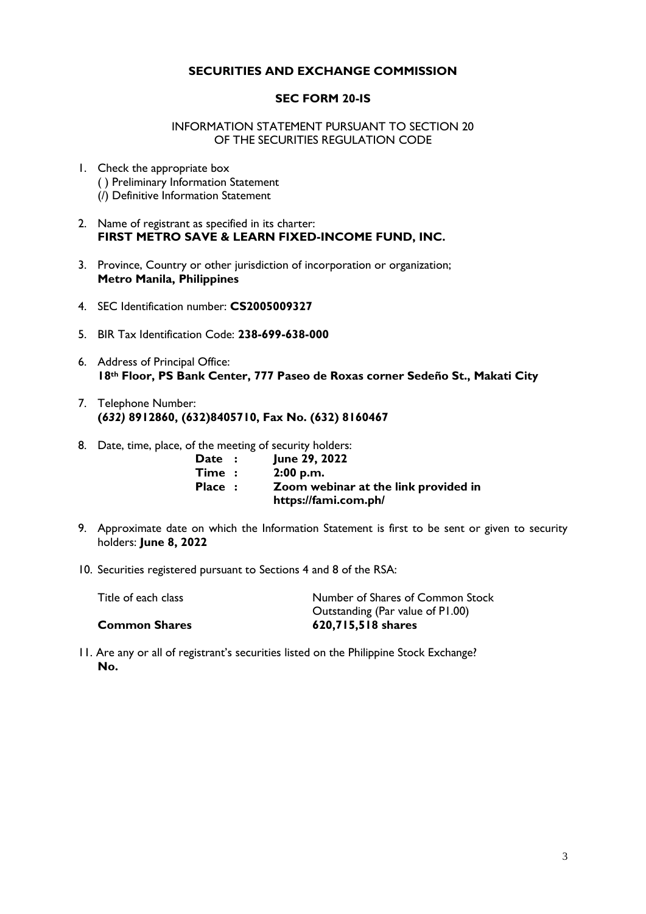**SECURITIES AND EXCHANGE COMMISSION**

**SEC FORM 20-IS**

INFORMATION STATEMENT PURSUANT TO SECTION 20
OF THE SECURITIES REGULATION CODE

1. Check the appropriate box
   ( ) Preliminary Information Statement
   (/) Definitive Information Statement

2. Name of registrant as specified in its charter:
   **FIRST METRO SAVE & LEARN FIXED-INCOME FUND, INC.**

3. Province, Country or other jurisdiction of incorporation or organization;
   **Metro Manila, Philippines**

4. SEC Identification number: **CS2005009327**

5. BIR Tax Identification Code: **238-699-638-000**

6. Address of Principal Office:
   **18th Floor, PS Bank Center, 777 Paseo de Roxas corner Sedeño St., Makati City**

7. Telephone Number:
   **(632) 8912860, (632)8405710, Fax No. (632) 8160467**

8. Date, time, place, of the meeting of security holders:

   | | | |
   |---|---|---|
   | **Date** | : | **June 29, 2022** |
   | **Time** | : | **2:00 p.m.** |
   | **Place** | : | **Zoom webinar at the link provided in https://fami.com.ph/** |

9. Approximate date on which the Information Statement is first to be sent or given to security holders: **June 8, 2022**

10. Securities registered pursuant to Sections 4 and 8 of the RSA:

    | Title of each class | Number of Shares of Common Stock Outstanding (Par value of P1.00) |
    |---|---|
    | **Common Shares** | **620,715,518 shares** |

11. Are any or all of registrant's securities listed on the Philippine Stock Exchange?
    **No.**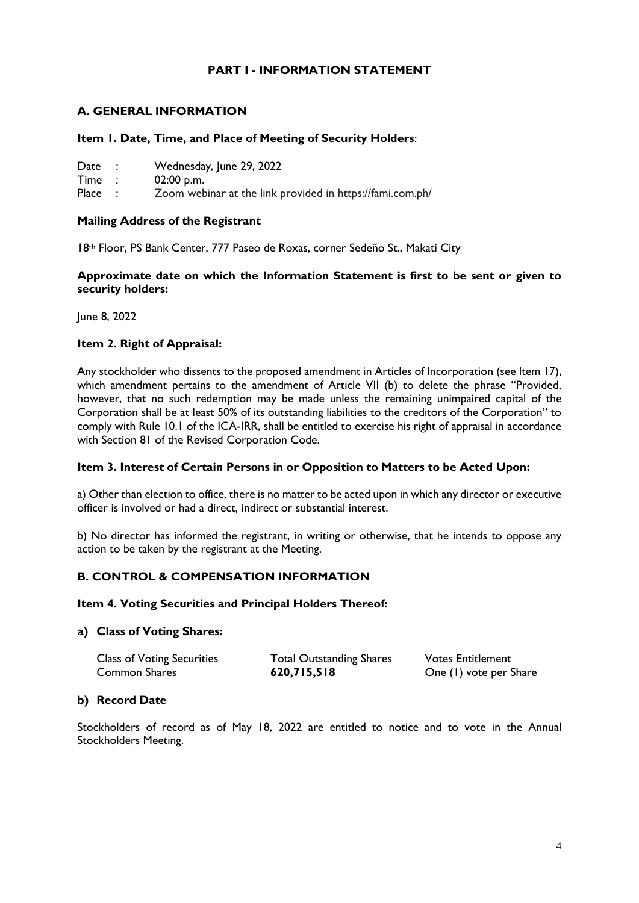## PART I - INFORMATION STATEMENT

### A. GENERAL INFORMATION

**Item 1. Date, Time, and Place of Meeting of Security Holders**:

Date : Wednesday, June 29, 2022
Time : 02:00 p.m.
Place : Zoom webinar at the link provided in https://fami.com.ph/

**Mailing Address of the Registrant**

18th Floor, PS Bank Center, 777 Paseo de Roxas, corner Sedeño St., Makati City

**Approximate date on which the Information Statement is first to be sent or given to security holders:**

June 8, 2022

**Item 2. Right of Appraisal:**

Any stockholder who dissents to the proposed amendment in Articles of Incorporation (see Item 17), which amendment pertains to the amendment of Article VII (b) to delete the phrase "Provided, however, that no such redemption may be made unless the remaining unimpaired capital of the Corporation shall be at least 50% of its outstanding liabilities to the creditors of the Corporation" to comply with Rule 10.1 of the ICA-IRR, shall be entitled to exercise his right of appraisal in accordance with Section 81 of the Revised Corporation Code.

**Item 3. Interest of Certain Persons in or Opposition to Matters to be Acted Upon:**

a) Other than election to office, there is no matter to be acted upon in which any director or executive officer is involved or had a direct, indirect or substantial interest.

b) No director has informed the registrant, in writing or otherwise, that he intends to oppose any action to be taken by the registrant at the Meeting.

### B. CONTROL & COMPENSATION INFORMATION

**Item 4. Voting Securities and Principal Holders Thereof:**

**a) Class of Voting Shares:**

| Class of Voting Securities | Total Outstanding Shares | Votes Entitlement |
|---|---|---|
| Common Shares | **620,715,518** | One (1) vote per Share |

**b) Record Date**

Stockholders of record as of May 18, 2022 are entitled to notice and to vote in the Annual Stockholders Meeting.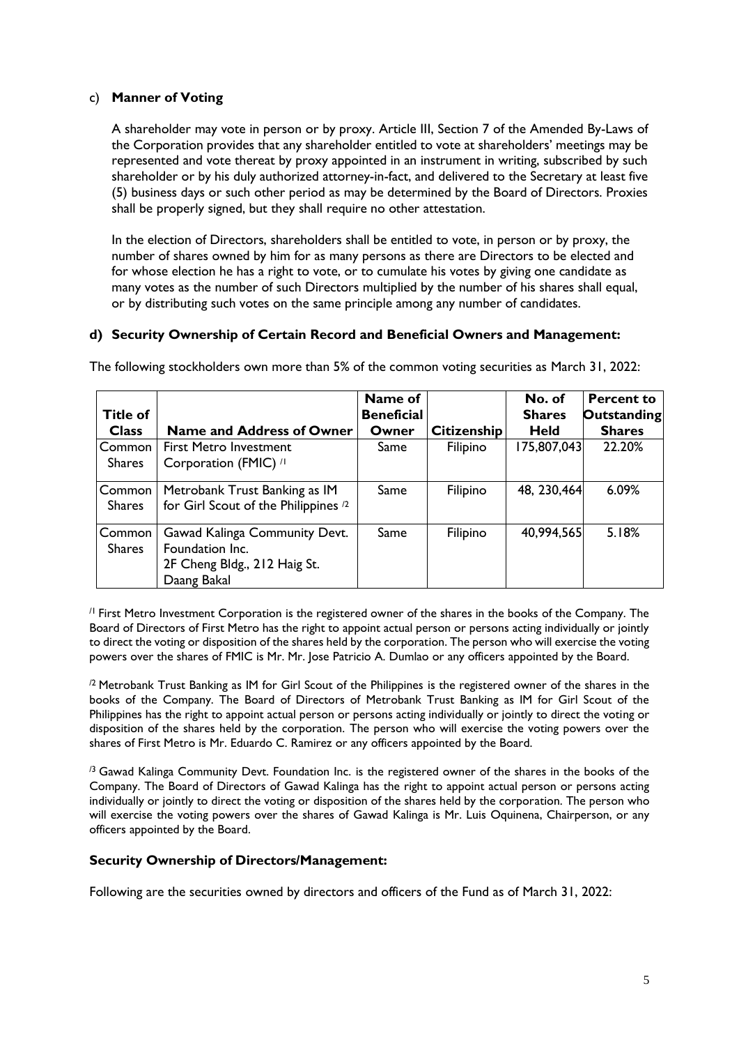c) **Manner of Voting**

A shareholder may vote in person or by proxy. Article III, Section 7 of the Amended By-Laws of the Corporation provides that any shareholder entitled to vote at shareholders' meetings may be represented and vote thereat by proxy appointed in an instrument in writing, subscribed by such shareholder or by his duly authorized attorney-in-fact, and delivered to the Secretary at least five (5) business days or such other period as may be determined by the Board of Directors. Proxies shall be properly signed, but they shall require no other attestation.

In the election of Directors, shareholders shall be entitled to vote, in person or by proxy, the number of shares owned by him for as many persons as there are Directors to be elected and for whose election he has a right to vote, or to cumulate his votes by giving one candidate as many votes as the number of such Directors multiplied by the number of his shares shall equal, or by distributing such votes on the same principle among any number of candidates.

**d) Security Ownership of Certain Record and Beneficial Owners and Management:**

The following stockholders own more than 5% of the common voting securities as March 31, 2022:

| Title of Class | Name and Address of Owner | Name of Beneficial Owner | Citizenship | No. of Shares Held | Percent to Outstanding Shares |
|---|---|---|---|---|---|
| Common Shares | First Metro Investment Corporation (FMIC) /1 | Same | Filipino | 175,807,043 | 22.20% |
| Common Shares | Metrobank Trust Banking as IM for Girl Scout of the Philippines /2 | Same | Filipino | 48, 230,464 | 6.09% |
| Common Shares | Gawad Kalinga Community Devt. Foundation Inc. 2F Cheng Bldg., 212 Haig St. Daang Bakal | Same | Filipino | 40,994,565 | 5.18% |

/1 First Metro Investment Corporation is the registered owner of the shares in the books of the Company. The Board of Directors of First Metro has the right to appoint actual person or persons acting individually or jointly to direct the voting or disposition of the shares held by the corporation. The person who will exercise the voting powers over the shares of FMIC is Mr. Mr. Jose Patricio A. Dumlao or any officers appointed by the Board.

/2 Metrobank Trust Banking as IM for Girl Scout of the Philippines is the registered owner of the shares in the books of the Company. The Board of Directors of Metrobank Trust Banking as IM for Girl Scout of the Philippines has the right to appoint actual person or persons acting individually or jointly to direct the voting or disposition of the shares held by the corporation. The person who will exercise the voting powers over the shares of First Metro is Mr. Eduardo C. Ramirez or any officers appointed by the Board.

/3 Gawad Kalinga Community Devt. Foundation Inc. is the registered owner of the shares in the books of the Company. The Board of Directors of Gawad Kalinga has the right to appoint actual person or persons acting individually or jointly to direct the voting or disposition of the shares held by the corporation. The person who will exercise the voting powers over the shares of Gawad Kalinga is Mr. Luis Oquinena, Chairperson, or any officers appointed by the Board.

**Security Ownership of Directors/Management:**

Following are the securities owned by directors and officers of the Fund as of March 31, 2022: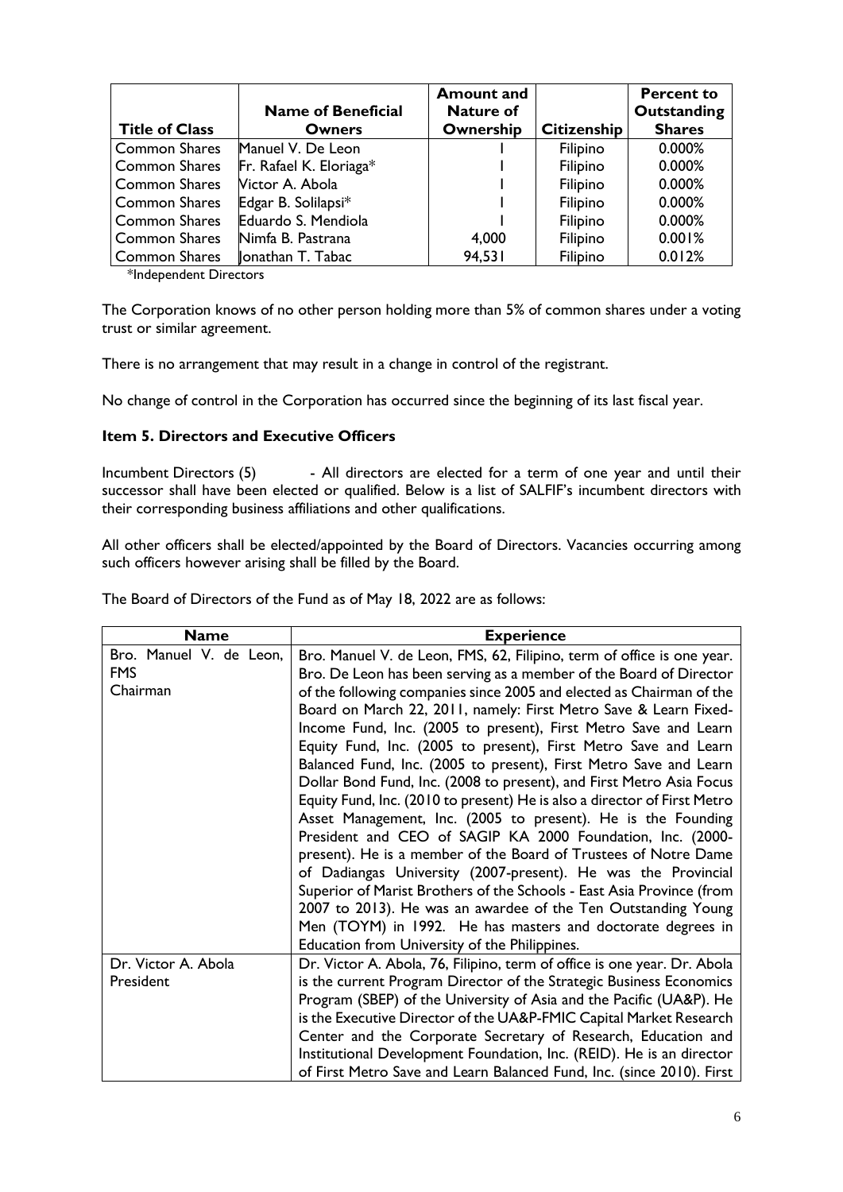| Title of Class | Name of Beneficial Owners | Amount and Nature of Ownership | Citizenship | Percent to Outstanding Shares |
|---|---|---|---|---|
| Common Shares | Manuel V. De Leon | 1 | Filipino | 0.000% |
| Common Shares | Fr. Rafael K. Eloriaga* | 1 | Filipino | 0.000% |
| Common Shares | Victor A. Abola | 1 | Filipino | 0.000% |
| Common Shares | Edgar B. Solilapsi* | 1 | Filipino | 0.000% |
| Common Shares | Eduardo S. Mendiola | 1 | Filipino | 0.000% |
| Common Shares | Nimfa B. Pastrana | 4,000 | Filipino | 0.001% |
| Common Shares | Jonathan T. Tabac | 94,531 | Filipino | 0.012% |

*Independent Directors

The Corporation knows of no other person holding more than 5% of common shares under a voting trust or similar agreement.

There is no arrangement that may result in a change in control of the registrant.

No change of control in the Corporation has occurred since the beginning of its last fiscal year.

**Item 5. Directors and Executive Officers**

Incumbent Directors (5) - All directors are elected for a term of one year and until their successor shall have been elected or qualified. Below is a list of SALFIF's incumbent directors with their corresponding business affiliations and other qualifications.

All other officers shall be elected/appointed by the Board of Directors. Vacancies occurring among such officers however arising shall be filled by the Board.

The Board of Directors of the Fund as of May 18, 2022 are as follows:

| Name | Experience |
|---|---|
| Bro. Manuel V. de Leon, FMS<br>Chairman | Bro. Manuel V. de Leon, FMS, 62, Filipino, term of office is one year. Bro. De Leon has been serving as a member of the Board of Director of the following companies since 2005 and elected as Chairman of the Board on March 22, 2011, namely: First Metro Save & Learn Fixed-Income Fund, Inc. (2005 to present), First Metro Save and Learn Equity Fund, Inc. (2005 to present), First Metro Save and Learn Balanced Fund, Inc. (2005 to present), First Metro Save and Learn Dollar Bond Fund, Inc. (2008 to present), and First Metro Asia Focus Equity Fund, Inc. (2010 to present) He is also a director of First Metro Asset Management, Inc. (2005 to present). He is the Founding President and CEO of SAGIP KA 2000 Foundation, Inc. (2000-present). He is a member of the Board of Trustees of Notre Dame of Dadiangas University (2007-present). He was the Provincial Superior of Marist Brothers of the Schools - East Asia Province (from 2007 to 2013). He was an awardee of the Ten Outstanding Young Men (TOYM) in 1992. He has masters and doctorate degrees in Education from University of the Philippines. |
| Dr. Victor A. Abola<br>President | Dr. Victor A. Abola, 76, Filipino, term of office is one year. Dr. Abola is the current Program Director of the Strategic Business Economics Program (SBEP) of the University of Asia and the Pacific (UA&P). He is the Executive Director of the UA&P-FMIC Capital Market Research Center and the Corporate Secretary of Research, Education and Institutional Development Foundation, Inc. (REID). He is an director of First Metro Save and Learn Balanced Fund, Inc. (since 2010). First |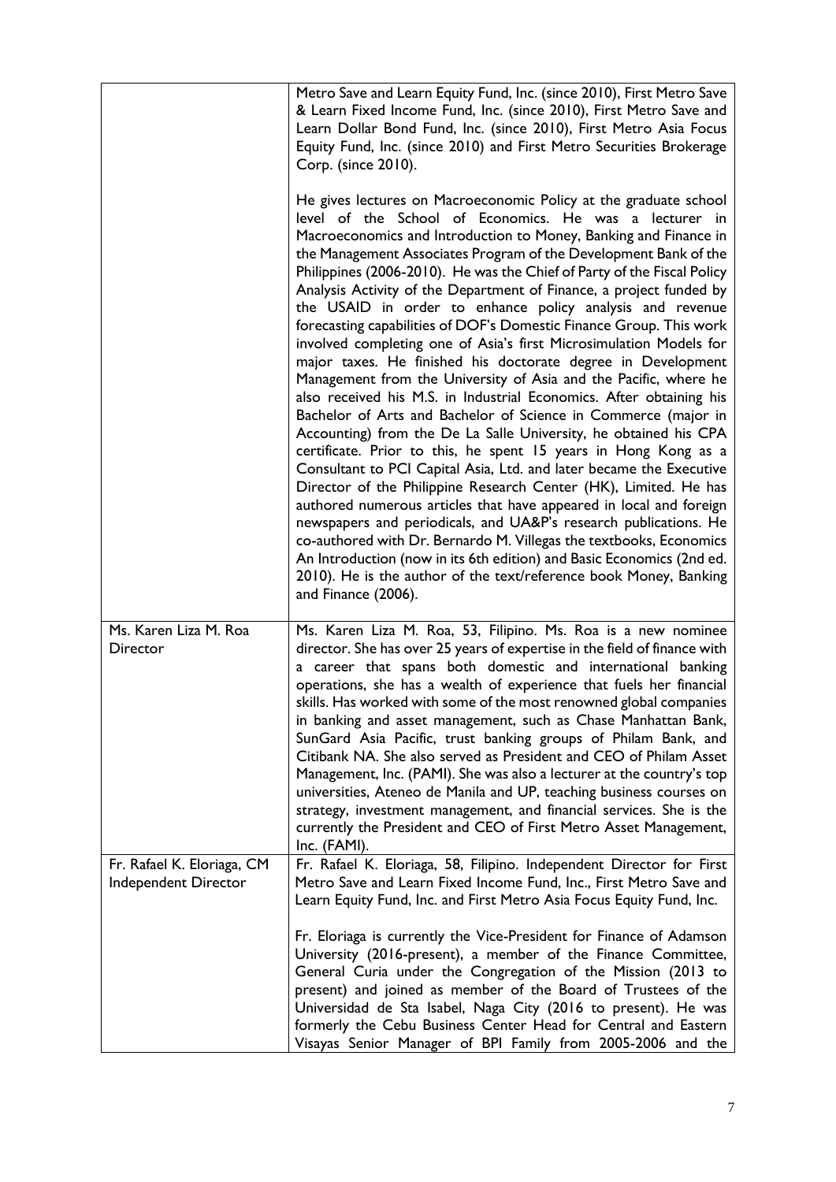| | |
|---|---|
| | Metro Save and Learn Equity Fund, Inc. (since 2010), First Metro Save & Learn Fixed Income Fund, Inc. (since 2010), First Metro Save and Learn Dollar Bond Fund, Inc. (since 2010), First Metro Asia Focus Equity Fund, Inc. (since 2010) and First Metro Securities Brokerage Corp. (since 2010).<br><br>He gives lectures on Macroeconomic Policy at the graduate school level of the School of Economics. He was a lecturer in Macroeconomics and Introduction to Money, Banking and Finance in the Management Associates Program of the Development Bank of the Philippines (2006-2010). He was the Chief of Party of the Fiscal Policy Analysis Activity of the Department of Finance, a project funded by the USAID in order to enhance policy analysis and revenue forecasting capabilities of DOF's Domestic Finance Group. This work involved completing one of Asia's first Microsimulation Models for major taxes. He finished his doctorate degree in Development Management from the University of Asia and the Pacific, where he also received his M.S. in Industrial Economics. After obtaining his Bachelor of Arts and Bachelor of Science in Commerce (major in Accounting) from the De La Salle University, he obtained his CPA certificate. Prior to this, he spent 15 years in Hong Kong as a Consultant to PCI Capital Asia, Ltd. and later became the Executive Director of the Philippine Research Center (HK), Limited. He has authored numerous articles that have appeared in local and foreign newspapers and periodicals, and UA&P's research publications. He co-authored with Dr. Bernardo M. Villegas the textbooks, Economics An Introduction (now in its 6th edition) and Basic Economics (2nd ed. 2010). He is the author of the text/reference book Money, Banking and Finance (2006). |
| Ms. Karen Liza M. Roa<br>Director | Ms. Karen Liza M. Roa, 53, Filipino. Ms. Roa is a new nominee director. She has over 25 years of expertise in the field of finance with a career that spans both domestic and international banking operations, she has a wealth of experience that fuels her financial skills. Has worked with some of the most renowned global companies in banking and asset management, such as Chase Manhattan Bank, SunGard Asia Pacific, trust banking groups of Philam Bank, and Citibank NA. She also served as President and CEO of Philam Asset Management, Inc. (PAMI). She was also a lecturer at the country's top universities, Ateneo de Manila and UP, teaching business courses on strategy, investment management, and financial services. She is the currently the President and CEO of First Metro Asset Management, Inc. (FAMI). |
| Fr. Rafael K. Eloriaga, CM<br>Independent Director | Fr. Rafael K. Eloriaga, 58, Filipino. Independent Director for First Metro Save and Learn Fixed Income Fund, Inc., First Metro Save and Learn Equity Fund, Inc. and First Metro Asia Focus Equity Fund, Inc.<br><br>Fr. Eloriaga is currently the Vice-President for Finance of Adamson University (2016-present), a member of the Finance Committee, General Curia under the Congregation of the Mission (2013 to present) and joined as member of the Board of Trustees of the Universidad de Sta Isabel, Naga City (2016 to present). He was formerly the Cebu Business Center Head for Central and Eastern Visayas Senior Manager of BPI Family from 2005-2006 and the |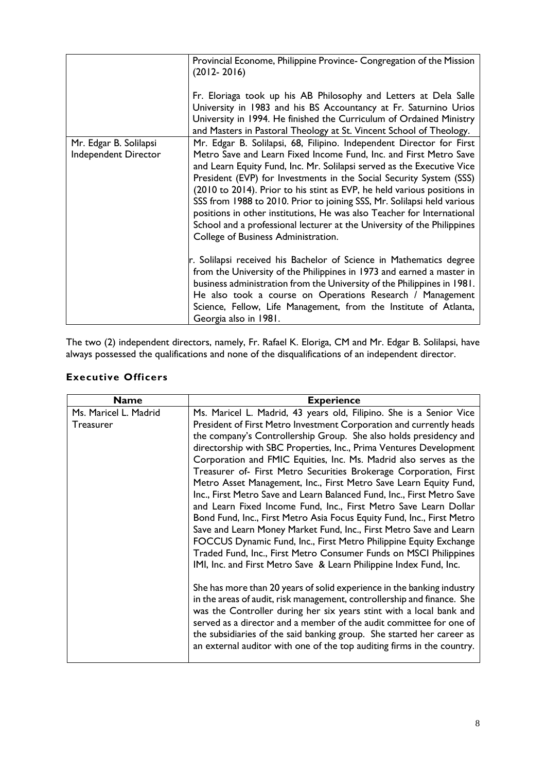| | |
|---|---|
| | Provincial Econome, Philippine Province- Congregation of the Mission (2012- 2016)<br><br>Fr. Eloriaga took up his AB Philosophy and Letters at Dela Salle University in 1983 and his BS Accountancy at Fr. Saturnino Urios University in 1994. He finished the Curriculum of Ordained Ministry and Masters in Pastoral Theology at St. Vincent School of Theology. |
| Mr. Edgar B. Solilapsi<br>Independent Director | Mr. Edgar B. Solilapsi, 68, Filipino. Independent Director for First Metro Save and Learn Fixed Income Fund, Inc. and First Metro Save and Learn Equity Fund, Inc. Mr. Solilapsi served as the Executive Vice President (EVP) for Investments in the Social Security System (SSS) (2010 to 2014). Prior to his stint as EVP, he held various positions in SSS from 1988 to 2010. Prior to joining SSS, Mr. Solilapsi held various positions in other institutions, He was also Teacher for International School and a professional lecturer at the University of the Philippines College of Business Administration.<br><br>r. Solilapsi received his Bachelor of Science in Mathematics degree from the University of the Philippines in 1973 and earned a master in business administration from the University of the Philippines in 1981. He also took a course on Operations Research / Management Science, Fellow, Life Management, from the Institute of Atlanta, Georgia also in 1981. |

The two (2) independent directors, namely, Fr. Rafael K. Eloriga, CM and Mr. Edgar B. Solilapsi, have always possessed the qualifications and none of the disqualifications of an independent director.

## Executive Officers

| Name | Experience |
|---|---|
| Ms. Maricel L. Madrid<br>Treasurer | Ms. Maricel L. Madrid, 43 years old, Filipino. She is a Senior Vice President of First Metro Investment Corporation and currently heads the company's Controllership Group. She also holds presidency and directorship with SBC Properties, Inc., Prima Ventures Development Corporation and FMIC Equities, Inc. Ms. Madrid also serves as the Treasurer of- First Metro Securities Brokerage Corporation, First Metro Asset Management, Inc., First Metro Save Learn Equity Fund, Inc., First Metro Save and Learn Balanced Fund, Inc., First Metro Save and Learn Fixed Income Fund, Inc., First Metro Save Learn Dollar Bond Fund, Inc., First Metro Asia Focus Equity Fund, Inc., First Metro Save and Learn Money Market Fund, Inc., First Metro Save and Learn FOCCUS Dynamic Fund, Inc., First Metro Philippine Equity Exchange Traded Fund, Inc., First Metro Consumer Funds on MSCI Philippines IMI, Inc. and First Metro Save & Learn Philippine Index Fund, Inc.<br><br>She has more than 20 years of solid experience in the banking industry in the areas of audit, risk management, controllership and finance. She was the Controller during her six years stint with a local bank and served as a director and a member of the audit committee for one of the subsidiaries of the said banking group. She started her career as an external auditor with one of the top auditing firms in the country. |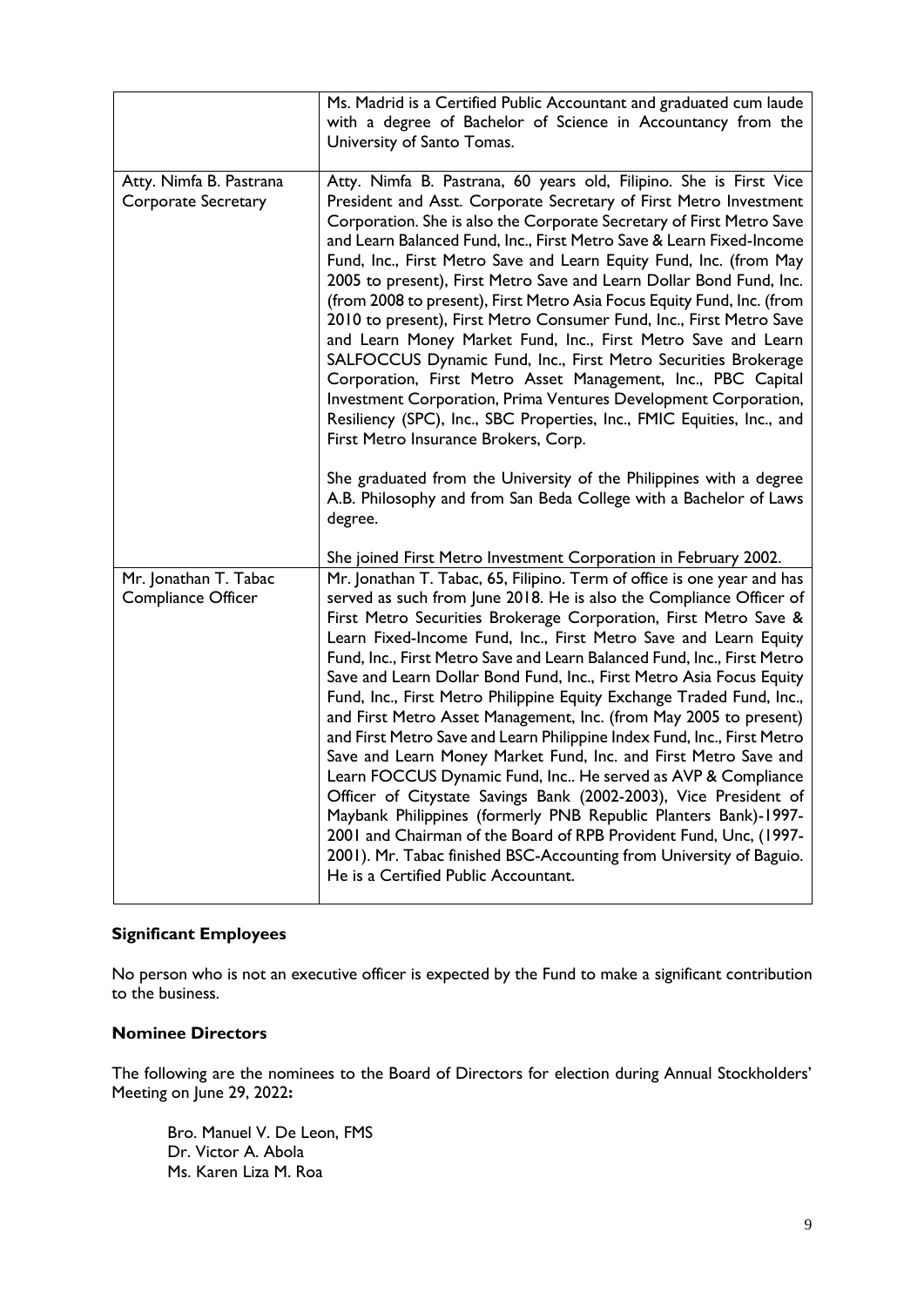| | |
|---|---|
| | Ms. Madrid is a Certified Public Accountant and graduated cum laude with a degree of Bachelor of Science in Accountancy from the University of Santo Tomas. |
| Atty. Nimfa B. Pastrana<br>Corporate Secretary | Atty. Nimfa B. Pastrana, 60 years old, Filipino. She is First Vice President and Asst. Corporate Secretary of First Metro Investment Corporation. She is also the Corporate Secretary of First Metro Save and Learn Balanced Fund, Inc., First Metro Save & Learn Fixed-Income Fund, Inc., First Metro Save and Learn Equity Fund, Inc. (from May 2005 to present), First Metro Save and Learn Dollar Bond Fund, Inc. (from 2008 to present), First Metro Asia Focus Equity Fund, Inc. (from 2010 to present), First Metro Consumer Fund, Inc., First Metro Save and Learn Money Market Fund, Inc., First Metro Save and Learn SALFOCCUS Dynamic Fund, Inc., First Metro Securities Brokerage Corporation, First Metro Asset Management, Inc., PBC Capital Investment Corporation, Prima Ventures Development Corporation, Resiliency (SPC), Inc., SBC Properties, Inc., FMIC Equities, Inc., and First Metro Insurance Brokers, Corp.<br><br>She graduated from the University of the Philippines with a degree A.B. Philosophy and from San Beda College with a Bachelor of Laws degree.<br><br>She joined First Metro Investment Corporation in February 2002. |
| Mr. Jonathan T. Tabac<br>Compliance Officer | Mr. Jonathan T. Tabac, 65, Filipino. Term of office is one year and has served as such from June 2018. He is also the Compliance Officer of First Metro Securities Brokerage Corporation, First Metro Save & Learn Fixed-Income Fund, Inc., First Metro Save and Learn Equity Fund, Inc., First Metro Save and Learn Balanced Fund, Inc., First Metro Save and Learn Dollar Bond Fund, Inc., First Metro Asia Focus Equity Fund, Inc., First Metro Philippine Equity Exchange Traded Fund, Inc., and First Metro Asset Management, Inc. (from May 2005 to present) and First Metro Save and Learn Philippine Index Fund, Inc., First Metro Save and Learn Money Market Fund, Inc. and First Metro Save and Learn FOCCUS Dynamic Fund, Inc.. He served as AVP & Compliance Officer of Citystate Savings Bank (2002-2003), Vice President of Maybank Philippines (formerly PNB Republic Planters Bank)-1997-2001 and Chairman of the Board of RPB Provident Fund, Unc, (1997-2001). Mr. Tabac finished BSC-Accounting from University of Baguio. He is a Certified Public Accountant. |

**Significant Employees**

No person who is not an executive officer is expected by the Fund to make a significant contribution to the business.

**Nominee Directors**

The following are the nominees to the Board of Directors for election during Annual Stockholders' Meeting on June 29, 2022**:**

Bro. Manuel V. De Leon, FMS
Dr. Victor A. Abola
Ms. Karen Liza M. Roa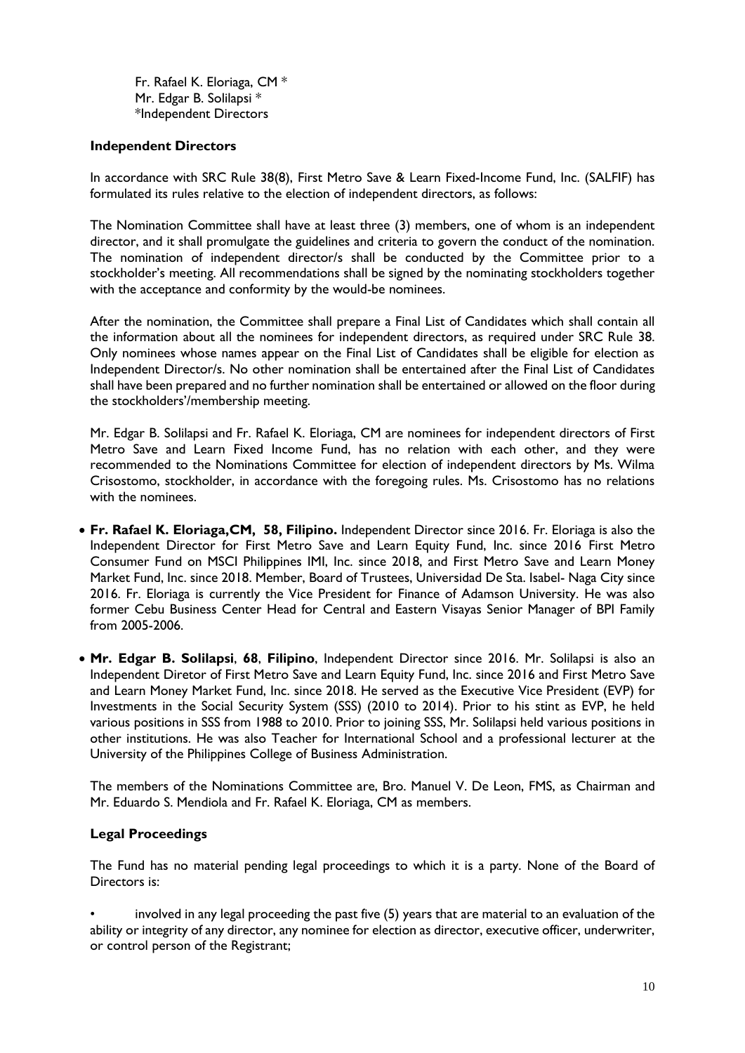Fr. Rafael K. Eloriaga, CM *
Mr. Edgar B. Solilapsi *
*Independent Directors

**Independent Directors**

In accordance with SRC Rule 38(8), First Metro Save & Learn Fixed-Income Fund, Inc. (SALFIF) has formulated its rules relative to the election of independent directors, as follows:

The Nomination Committee shall have at least three (3) members, one of whom is an independent director, and it shall promulgate the guidelines and criteria to govern the conduct of the nomination. The nomination of independent director/s shall be conducted by the Committee prior to a stockholder's meeting. All recommendations shall be signed by the nominating stockholders together with the acceptance and conformity by the would-be nominees.

After the nomination, the Committee shall prepare a Final List of Candidates which shall contain all the information about all the nominees for independent directors, as required under SRC Rule 38. Only nominees whose names appear on the Final List of Candidates shall be eligible for election as Independent Director/s. No other nomination shall be entertained after the Final List of Candidates shall have been prepared and no further nomination shall be entertained or allowed on the floor during the stockholders'/membership meeting.

Mr. Edgar B. Solilapsi and Fr. Rafael K. Eloriaga, CM are nominees for independent directors of First Metro Save and Learn Fixed Income Fund, has no relation with each other, and they were recommended to the Nominations Committee for election of independent directors by Ms. Wilma Crisostomo, stockholder, in accordance with the foregoing rules. Ms. Crisostomo has no relations with the nominees.

- **Fr. Rafael K. Eloriaga,CM, 58, Filipino.** Independent Director since 2016. Fr. Eloriaga is also the Independent Director for First Metro Save and Learn Equity Fund, Inc. since 2016 First Metro Consumer Fund on MSCI Philippines IMI, Inc. since 2018, and First Metro Save and Learn Money Market Fund, Inc. since 2018. Member, Board of Trustees, Universidad De Sta. Isabel- Naga City since 2016. Fr. Eloriaga is currently the Vice President for Finance of Adamson University. He was also former Cebu Business Center Head for Central and Eastern Visayas Senior Manager of BPI Family from 2005-2006.

- **Mr. Edgar B. Solilapsi**, **68**, **Filipino**, Independent Director since 2016. Mr. Solilapsi is also an Independent Diretor of First Metro Save and Learn Equity Fund, Inc. since 2016 and First Metro Save and Learn Money Market Fund, Inc. since 2018. He served as the Executive Vice President (EVP) for Investments in the Social Security System (SSS) (2010 to 2014). Prior to his stint as EVP, he held various positions in SSS from 1988 to 2010. Prior to joining SSS, Mr. Solilapsi held various positions in other institutions. He was also Teacher for International School and a professional lecturer at the University of the Philippines College of Business Administration.

The members of the Nominations Committee are, Bro. Manuel V. De Leon, FMS, as Chairman and Mr. Eduardo S. Mendiola and Fr. Rafael K. Eloriaga, CM as members.

**Legal Proceedings**

The Fund has no material pending legal proceedings to which it is a party. None of the Board of Directors is:

- involved in any legal proceeding the past five (5) years that are material to an evaluation of the ability or integrity of any director, any nominee for election as director, executive officer, underwriter, or control person of the Registrant;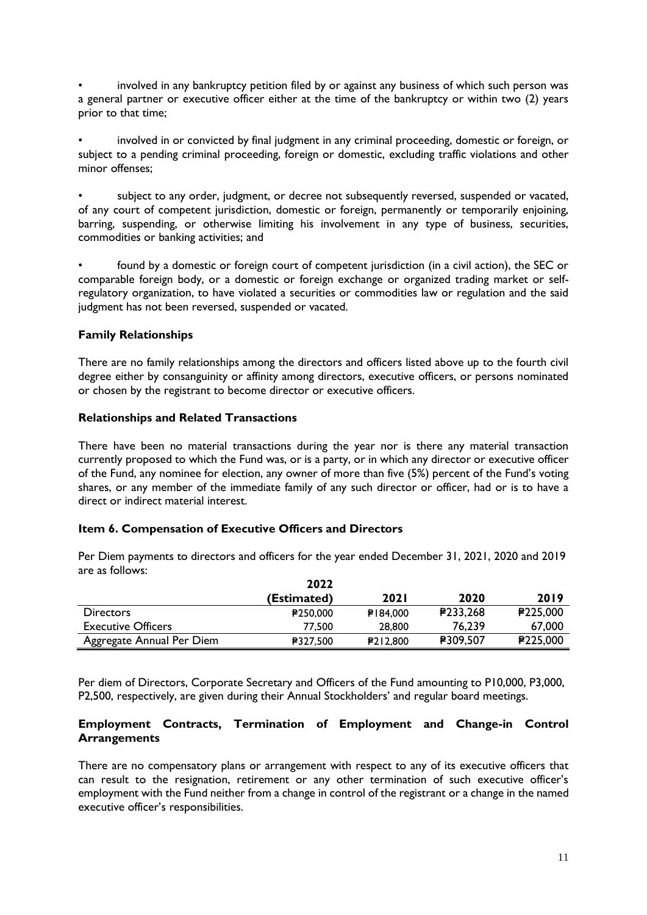- involved in any bankruptcy petition filed by or against any business of which such person was a general partner or executive officer either at the time of the bankruptcy or within two (2) years prior to that time;

- involved in or convicted by final judgment in any criminal proceeding, domestic or foreign, or subject to a pending criminal proceeding, foreign or domestic, excluding traffic violations and other minor offenses;

- subject to any order, judgment, or decree not subsequently reversed, suspended or vacated, of any court of competent jurisdiction, domestic or foreign, permanently or temporarily enjoining, barring, suspending, or otherwise limiting his involvement in any type of business, securities, commodities or banking activities; and

- found by a domestic or foreign court of competent jurisdiction (in a civil action), the SEC or comparable foreign body, or a domestic or foreign exchange or organized trading market or self-regulatory organization, to have violated a securities or commodities law or regulation and the said judgment has not been reversed, suspended or vacated.

**Family Relationships**

There are no family relationships among the directors and officers listed above up to the fourth civil degree either by consanguinity or affinity among directors, executive officers, or persons nominated or chosen by the registrant to become director or executive officers.

**Relationships and Related Transactions**

There have been no material transactions during the year nor is there any material transaction currently proposed to which the Fund was, or is a party, or in which any director or executive officer of the Fund, any nominee for election, any owner of more than five (5%) percent of the Fund's voting shares, or any member of the immediate family of any such director or officer, had or is to have a direct or indirect material interest.

**Item 6. Compensation of Executive Officers and Directors**

Per Diem payments to directors and officers for the year ended December 31, 2021, 2020 and 2019 are as follows:

| | 2022 (Estimated) | 2021 | 2020 | 2019 |
|---|---|---|---|---|
| Directors | ₱250,000 | ₱184,000 | ₱233,268 | ₱225,000 |
| Executive Officers | 77,500 | 28,800 | 76,239 | 67,000 |
| Aggregate Annual Per Diem | ₱327,500 | ₱212,800 | ₱309,507 | ₱225,000 |

Per diem of Directors, Corporate Secretary and Officers of the Fund amounting to P10,000, P3,000, P2,500, respectively, are given during their Annual Stockholders' and regular board meetings.

**Employment Contracts, Termination of Employment and Change-in Control Arrangements**

There are no compensatory plans or arrangement with respect to any of its executive officers that can result to the resignation, retirement or any other termination of such executive officer's employment with the Fund neither from a change in control of the registrant or a change in the named executive officer's responsibilities.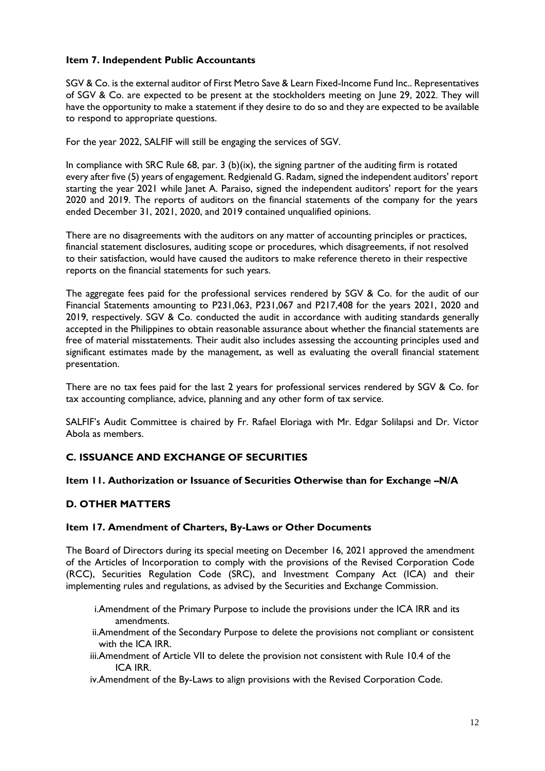### Item 7. Independent Public Accountants

SGV & Co. is the external auditor of First Metro Save & Learn Fixed-Income Fund Inc.. Representatives of SGV & Co. are expected to be present at the stockholders meeting on June 29, 2022. They will have the opportunity to make a statement if they desire to do so and they are expected to be available to respond to appropriate questions.

For the year 2022, SALFIF will still be engaging the services of SGV.

In compliance with SRC Rule 68, par. 3 (b)(ix), the signing partner of the auditing firm is rotated every after five (5) years of engagement. Redgienald G. Radam, signed the independent auditors' report starting the year 2021 while Janet A. Paraiso, signed the independent auditors' report for the years 2020 and 2019. The reports of auditors on the financial statements of the company for the years ended December 31, 2021, 2020, and 2019 contained unqualified opinions.

There are no disagreements with the auditors on any matter of accounting principles or practices, financial statement disclosures, auditing scope or procedures, which disagreements, if not resolved to their satisfaction, would have caused the auditors to make reference thereto in their respective reports on the financial statements for such years.

The aggregate fees paid for the professional services rendered by SGV & Co. for the audit of our Financial Statements amounting to P231,063, P231,067 and P217,408 for the years 2021, 2020 and 2019, respectively. SGV & Co. conducted the audit in accordance with auditing standards generally accepted in the Philippines to obtain reasonable assurance about whether the financial statements are free of material misstatements. Their audit also includes assessing the accounting principles used and significant estimates made by the management, as well as evaluating the overall financial statement presentation.

There are no tax fees paid for the last 2 years for professional services rendered by SGV & Co. for tax accounting compliance, advice, planning and any other form of tax service.

SALFIF's Audit Committee is chaired by Fr. Rafael Eloriaga with Mr. Edgar Solilapsi and Dr. Victor Abola as members.

## C. ISSUANCE AND EXCHANGE OF SECURITIES

### Item 11. Authorization or Issuance of Securities Otherwise than for Exchange –N/A

## D. OTHER MATTERS

### Item 17. Amendment of Charters, By-Laws or Other Documents

The Board of Directors during its special meeting on December 16, 2021 approved the amendment of the Articles of Incorporation to comply with the provisions of the Revised Corporation Code (RCC), Securities Regulation Code (SRC), and Investment Company Act (ICA) and their implementing rules and regulations, as advised by the Securities and Exchange Commission.

i. Amendment of the Primary Purpose to include the provisions under the ICA IRR and its amendments.
ii. Amendment of the Secondary Purpose to delete the provisions not compliant or consistent with the ICA IRR.
iii. Amendment of Article VII to delete the provision not consistent with Rule 10.4 of the ICA IRR.
iv. Amendment of the By-Laws to align provisions with the Revised Corporation Code.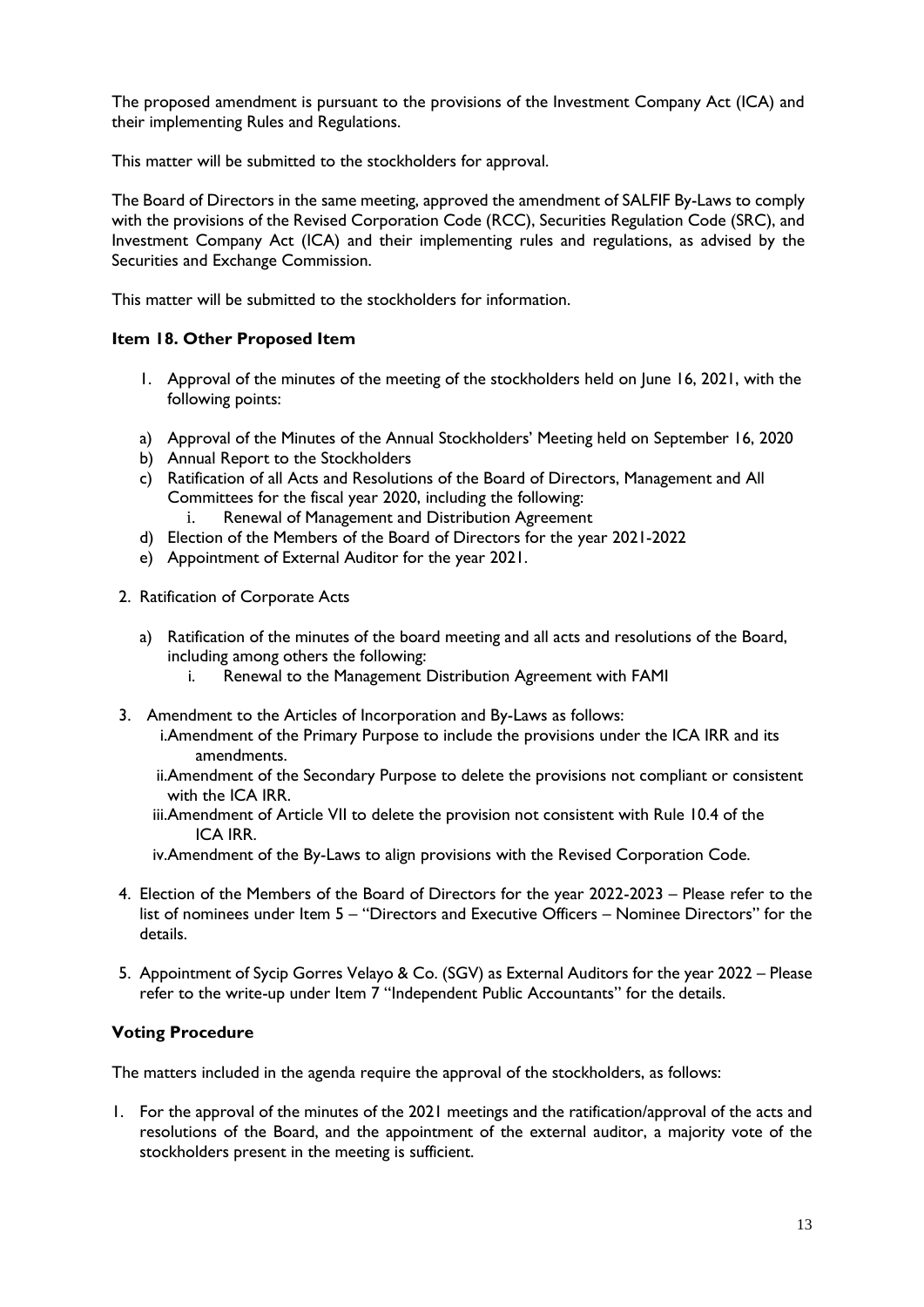The proposed amendment is pursuant to the provisions of the Investment Company Act (ICA) and their implementing Rules and Regulations.

This matter will be submitted to the stockholders for approval.

The Board of Directors in the same meeting, approved the amendment of SALFIF By-Laws to comply with the provisions of the Revised Corporation Code (RCC), Securities Regulation Code (SRC), and Investment Company Act (ICA) and their implementing rules and regulations, as advised by the Securities and Exchange Commission.

This matter will be submitted to the stockholders for information.

**Item 18. Other Proposed Item**

1. Approval of the minutes of the meeting of the stockholders held on June 16, 2021, with the following points:

   a) Approval of the Minutes of the Annual Stockholders' Meeting held on September 16, 2020
   b) Annual Report to the Stockholders
   c) Ratification of all Acts and Resolutions of the Board of Directors, Management and All Committees for the fiscal year 2020, including the following:
      i. Renewal of Management and Distribution Agreement
   d) Election of the Members of the Board of Directors for the year 2021-2022
   e) Appointment of External Auditor for the year 2021.

2. Ratification of Corporate Acts

   a) Ratification of the minutes of the board meeting and all acts and resolutions of the Board, including among others the following:
      i. Renewal to the Management Distribution Agreement with FAMI

3. Amendment to the Articles of Incorporation and By-Laws as follows:
   i. Amendment of the Primary Purpose to include the provisions under the ICA IRR and its amendments.
   ii. Amendment of the Secondary Purpose to delete the provisions not compliant or consistent with the ICA IRR.
   iii. Amendment of Article VII to delete the provision not consistent with Rule 10.4 of the ICA IRR.
   iv. Amendment of the By-Laws to align provisions with the Revised Corporation Code.

4. Election of the Members of the Board of Directors for the year 2022-2023 – Please refer to the list of nominees under Item 5 – "Directors and Executive Officers – Nominee Directors" for the details.

5. Appointment of Sycip Gorres Velayo & Co. (SGV) as External Auditors for the year 2022 – Please refer to the write-up under Item 7 "Independent Public Accountants" for the details.

**Voting Procedure**

The matters included in the agenda require the approval of the stockholders, as follows:

1. For the approval of the minutes of the 2021 meetings and the ratification/approval of the acts and resolutions of the Board, and the appointment of the external auditor, a majority vote of the stockholders present in the meeting is sufficient.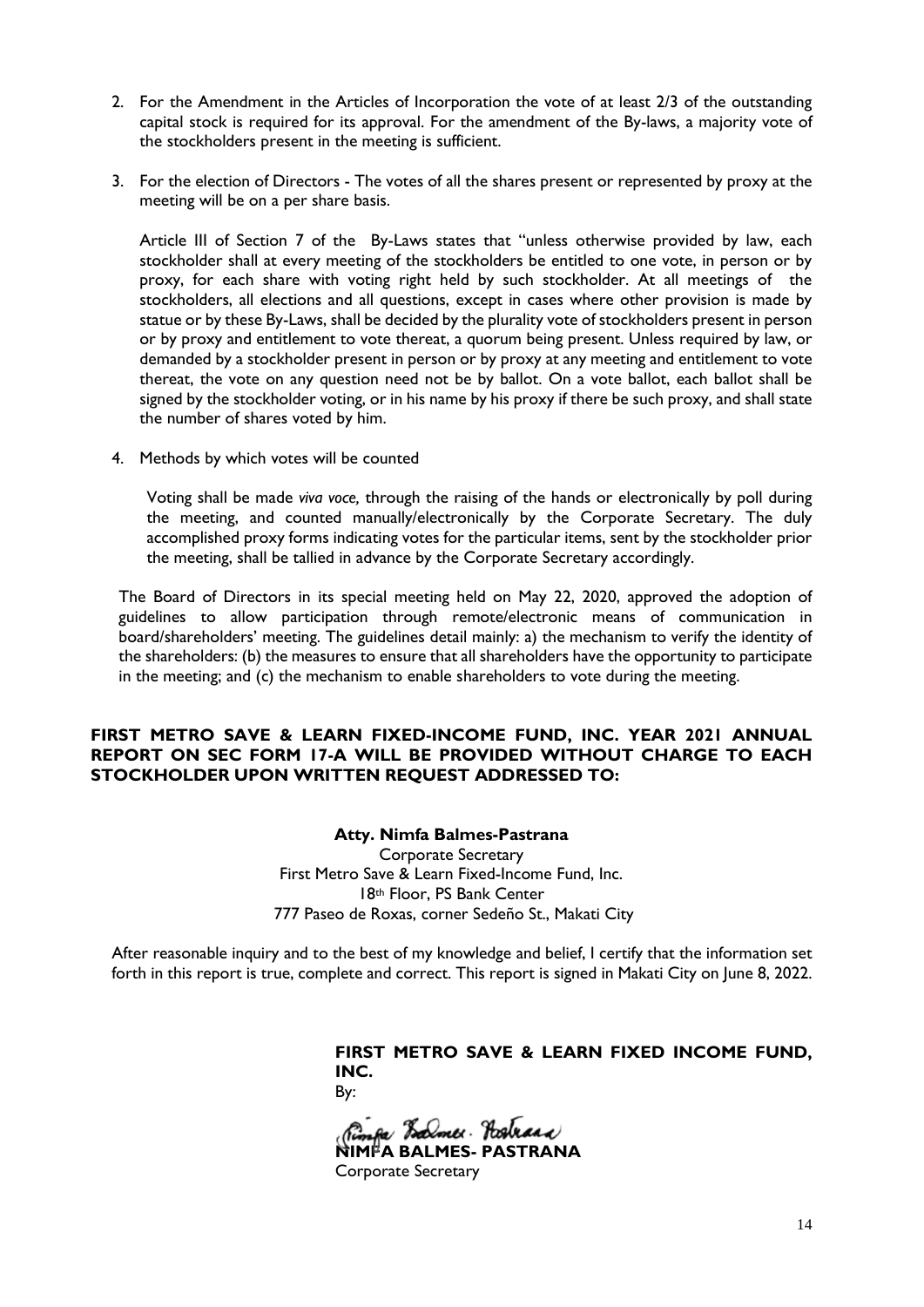2. For the Amendment in the Articles of Incorporation the vote of at least 2/3 of the outstanding capital stock is required for its approval. For the amendment of the By-laws, a majority vote of the stockholders present in the meeting is sufficient.

3. For the election of Directors - The votes of all the shares present or represented by proxy at the meeting will be on a per share basis.

   Article III of Section 7 of the By-Laws states that "unless otherwise provided by law, each stockholder shall at every meeting of the stockholders be entitled to one vote, in person or by proxy, for each share with voting right held by such stockholder. At all meetings of the stockholders, all elections and all questions, except in cases where other provision is made by statue or by these By-Laws, shall be decided by the plurality vote of stockholders present in person or by proxy and entitlement to vote thereat, a quorum being present. Unless required by law, or demanded by a stockholder present in person or by proxy at any meeting and entitlement to vote thereat, the vote on any question need not be by ballot. On a vote ballot, each ballot shall be signed by the stockholder voting, or in his name by his proxy if there be such proxy, and shall state the number of shares voted by him.

4. Methods by which votes will be counted

   Voting shall be made *viva voce,* through the raising of the hands or electronically by poll during the meeting, and counted manually/electronically by the Corporate Secretary. The duly accomplished proxy forms indicating votes for the particular items, sent by the stockholder prior the meeting, shall be tallied in advance by the Corporate Secretary accordingly.

The Board of Directors in its special meeting held on May 22, 2020, approved the adoption of guidelines to allow participation through remote/electronic means of communication in board/shareholders' meeting. The guidelines detail mainly: a) the mechanism to verify the identity of the shareholders: (b) the measures to ensure that all shareholders have the opportunity to participate in the meeting; and (c) the mechanism to enable shareholders to vote during the meeting.

**FIRST METRO SAVE & LEARN FIXED-INCOME FUND, INC. YEAR 2021 ANNUAL REPORT ON SEC FORM 17-A WILL BE PROVIDED WITHOUT CHARGE TO EACH STOCKHOLDER UPON WRITTEN REQUEST ADDRESSED TO:**

**Atty. Nimfa Balmes-Pastrana**
Corporate Secretary
First Metro Save & Learn Fixed-Income Fund, Inc.
18th Floor, PS Bank Center
777 Paseo de Roxas, corner Sedeño St., Makati City

After reasonable inquiry and to the best of my knowledge and belief, I certify that the information set forth in this report is true, complete and correct. This report is signed in Makati City on June 8, 2022.

**FIRST METRO SAVE & LEARN FIXED INCOME FUND, INC.**
By:

**NIMFA BALMES- PASTRANA**
Corporate Secretary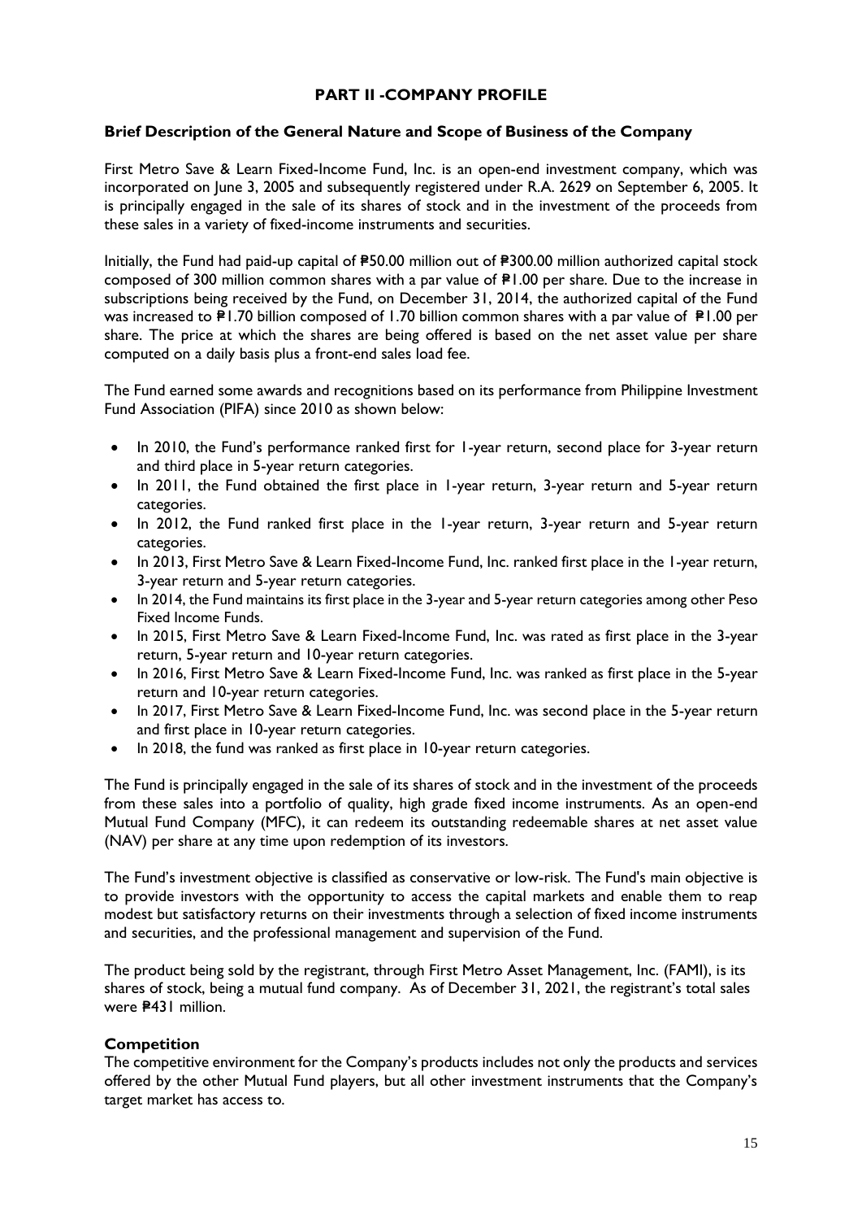## PART II -COMPANY PROFILE

### Brief Description of the General Nature and Scope of Business of the Company

First Metro Save & Learn Fixed-Income Fund, Inc. is an open-end investment company, which was incorporated on June 3, 2005 and subsequently registered under R.A. 2629 on September 6, 2005. It is principally engaged in the sale of its shares of stock and in the investment of the proceeds from these sales in a variety of fixed-income instruments and securities.

Initially, the Fund had paid-up capital of ₱50.00 million out of ₱300.00 million authorized capital stock composed of 300 million common shares with a par value of ₱1.00 per share. Due to the increase in subscriptions being received by the Fund, on December 31, 2014, the authorized capital of the Fund was increased to ₱1.70 billion composed of 1.70 billion common shares with a par value of ₱1.00 per share. The price at which the shares are being offered is based on the net asset value per share computed on a daily basis plus a front-end sales load fee.

The Fund earned some awards and recognitions based on its performance from Philippine Investment Fund Association (PIFA) since 2010 as shown below:

- In 2010, the Fund's performance ranked first for 1-year return, second place for 3-year return and third place in 5-year return categories.
- In 2011, the Fund obtained the first place in 1-year return, 3-year return and 5-year return categories.
- In 2012, the Fund ranked first place in the 1-year return, 3-year return and 5-year return categories.
- In 2013, First Metro Save & Learn Fixed-Income Fund, Inc. ranked first place in the 1-year return, 3-year return and 5-year return categories.
- In 2014, the Fund maintains its first place in the 3-year and 5-year return categories among other Peso Fixed Income Funds.
- In 2015, First Metro Save & Learn Fixed-Income Fund, Inc. was rated as first place in the 3-year return, 5-year return and 10-year return categories.
- In 2016, First Metro Save & Learn Fixed-Income Fund, Inc. was ranked as first place in the 5-year return and 10-year return categories.
- In 2017, First Metro Save & Learn Fixed-Income Fund, Inc. was second place in the 5-year return and first place in 10-year return categories.
- In 2018, the fund was ranked as first place in 10-year return categories.

The Fund is principally engaged in the sale of its shares of stock and in the investment of the proceeds from these sales into a portfolio of quality, high grade fixed income instruments. As an open-end Mutual Fund Company (MFC), it can redeem its outstanding redeemable shares at net asset value (NAV) per share at any time upon redemption of its investors.

The Fund's investment objective is classified as conservative or low-risk. The Fund's main objective is to provide investors with the opportunity to access the capital markets and enable them to reap modest but satisfactory returns on their investments through a selection of fixed income instruments and securities, and the professional management and supervision of the Fund.

The product being sold by the registrant, through First Metro Asset Management, Inc. (FAMI), is its shares of stock, being a mutual fund company. As of December 31, 2021, the registrant's total sales were ₱431 million.

### Competition

The competitive environment for the Company's products includes not only the products and services offered by the other Mutual Fund players, but all other investment instruments that the Company's target market has access to.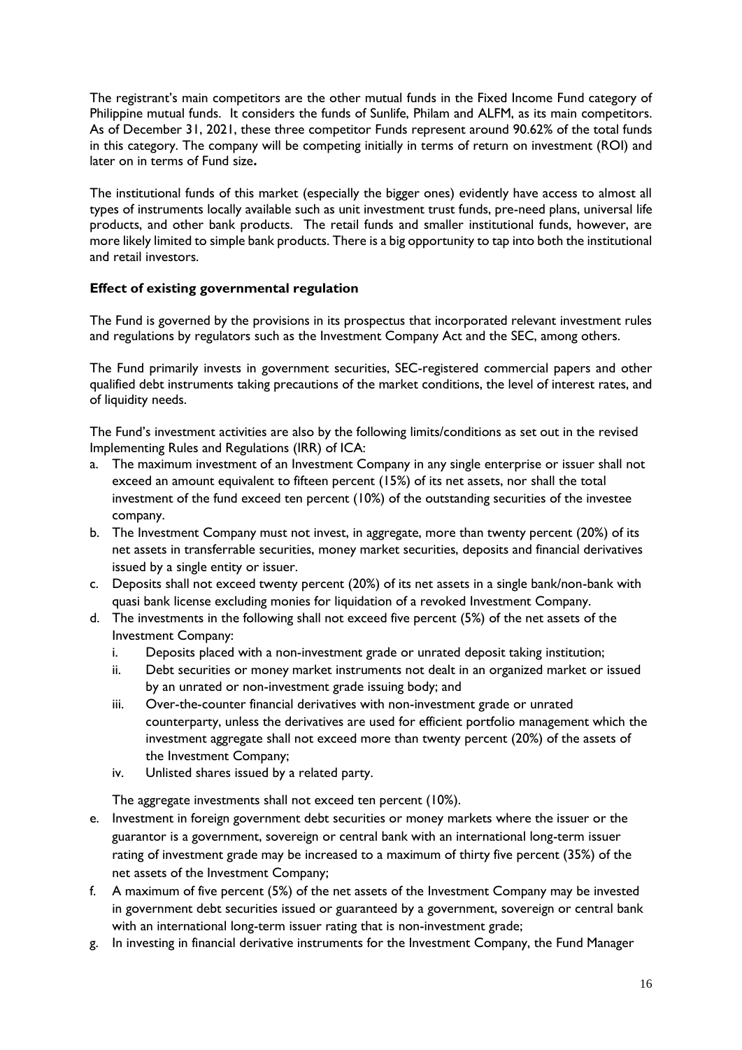The registrant's main competitors are the other mutual funds in the Fixed Income Fund category of Philippine mutual funds. It considers the funds of Sunlife, Philam and ALFM, as its main competitors. As of December 31, 2021, these three competitor Funds represent around 90.62% of the total funds in this category. The company will be competing initially in terms of return on investment (ROI) and later on in terms of Fund size**.**

The institutional funds of this market (especially the bigger ones) evidently have access to almost all types of instruments locally available such as unit investment trust funds, pre-need plans, universal life products, and other bank products. The retail funds and smaller institutional funds, however, are more likely limited to simple bank products. There is a big opportunity to tap into both the institutional and retail investors.

**Effect of existing governmental regulation**

The Fund is governed by the provisions in its prospectus that incorporated relevant investment rules and regulations by regulators such as the Investment Company Act and the SEC, among others.

The Fund primarily invests in government securities, SEC-registered commercial papers and other qualified debt instruments taking precautions of the market conditions, the level of interest rates, and of liquidity needs.

The Fund's investment activities are also by the following limits/conditions as set out in the revised Implementing Rules and Regulations (IRR) of ICA:

a. The maximum investment of an Investment Company in any single enterprise or issuer shall not exceed an amount equivalent to fifteen percent (15%) of its net assets, nor shall the total investment of the fund exceed ten percent (10%) of the outstanding securities of the investee company.
b. The Investment Company must not invest, in aggregate, more than twenty percent (20%) of its net assets in transferrable securities, money market securities, deposits and financial derivatives issued by a single entity or issuer.
c. Deposits shall not exceed twenty percent (20%) of its net assets in a single bank/non-bank with quasi bank license excluding monies for liquidation of a revoked Investment Company.
d. The investments in the following shall not exceed five percent (5%) of the net assets of the Investment Company:
   i. Deposits placed with a non-investment grade or unrated deposit taking institution;
   ii. Debt securities or money market instruments not dealt in an organized market or issued by an unrated or non-investment grade issuing body; and
   iii. Over-the-counter financial derivatives with non-investment grade or unrated counterparty, unless the derivatives are used for efficient portfolio management which the investment aggregate shall not exceed more than twenty percent (20%) of the assets of the Investment Company;
   iv. Unlisted shares issued by a related party.

   The aggregate investments shall not exceed ten percent (10%).
e. Investment in foreign government debt securities or money markets where the issuer or the guarantor is a government, sovereign or central bank with an international long-term issuer rating of investment grade may be increased to a maximum of thirty five percent (35%) of the net assets of the Investment Company;
f. A maximum of five percent (5%) of the net assets of the Investment Company may be invested in government debt securities issued or guaranteed by a government, sovereign or central bank with an international long-term issuer rating that is non-investment grade;
g. In investing in financial derivative instruments for the Investment Company, the Fund Manager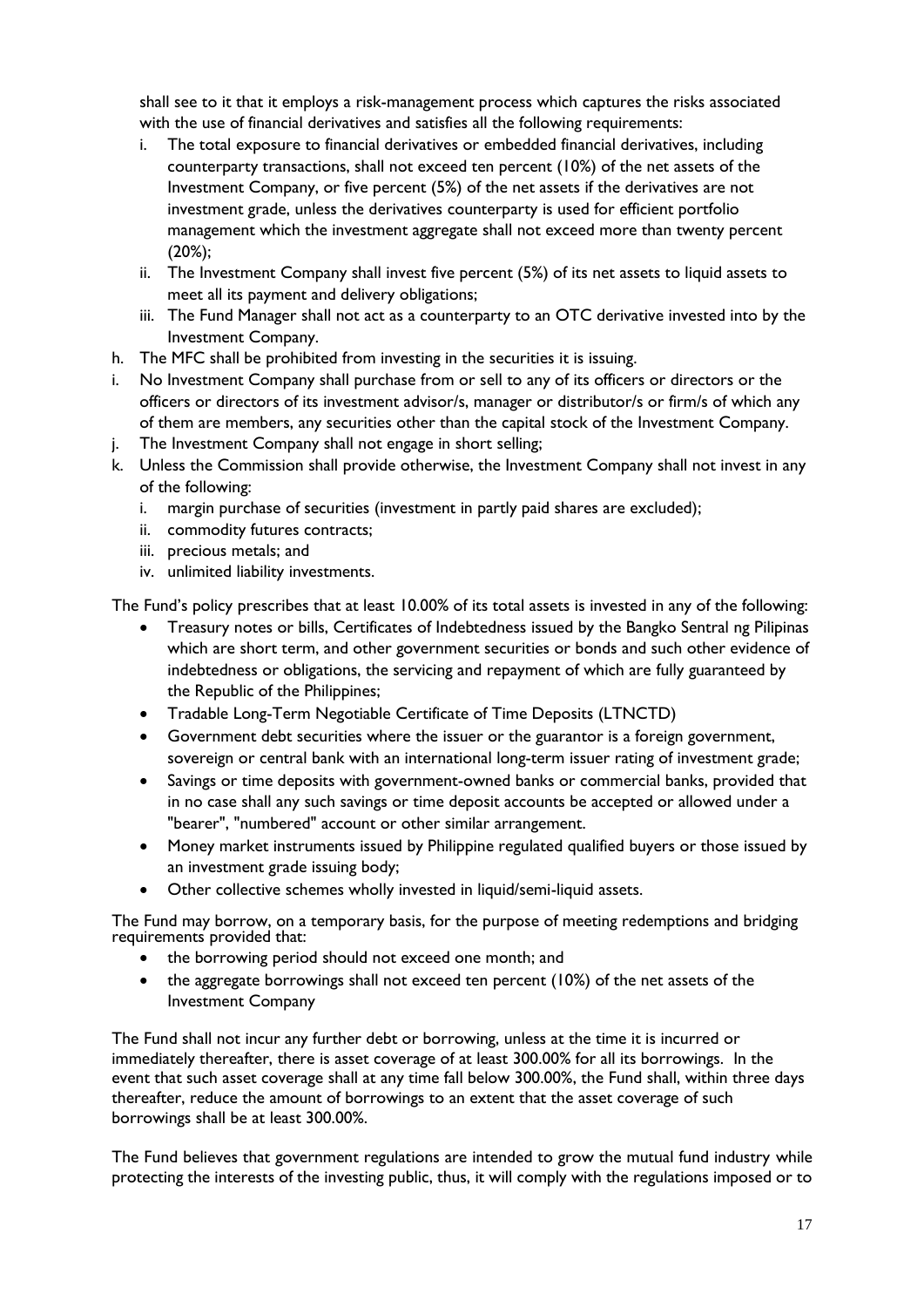shall see to it that it employs a risk-management process which captures the risks associated with the use of financial derivatives and satisfies all the following requirements:

   i. The total exposure to financial derivatives or embedded financial derivatives, including counterparty transactions, shall not exceed ten percent (10%) of the net assets of the Investment Company, or five percent (5%) of the net assets if the derivatives are not investment grade, unless the derivatives counterparty is used for efficient portfolio management which the investment aggregate shall not exceed more than twenty percent (20%);
   ii. The Investment Company shall invest five percent (5%) of its net assets to liquid assets to meet all its payment and delivery obligations;
   iii. The Fund Manager shall not act as a counterparty to an OTC derivative invested into by the Investment Company.

h. The MFC shall be prohibited from investing in the securities it is issuing.
i. No Investment Company shall purchase from or sell to any of its officers or directors or the officers or directors of its investment advisor/s, manager or distributor/s or firm/s of which any of them are members, any securities other than the capital stock of the Investment Company.
j. The Investment Company shall not engage in short selling;
k. Unless the Commission shall provide otherwise, the Investment Company shall not invest in any of the following:
   i. margin purchase of securities (investment in partly paid shares are excluded);
   ii. commodity futures contracts;
   iii. precious metals; and
   iv. unlimited liability investments.

The Fund's policy prescribes that at least 10.00% of its total assets is invested in any of the following:

- Treasury notes or bills, Certificates of Indebtedness issued by the Bangko Sentral ng Pilipinas which are short term, and other government securities or bonds and such other evidence of indebtedness or obligations, the servicing and repayment of which are fully guaranteed by the Republic of the Philippines;
- Tradable Long-Term Negotiable Certificate of Time Deposits (LTNCTD)
- Government debt securities where the issuer or the guarantor is a foreign government, sovereign or central bank with an international long-term issuer rating of investment grade;
- Savings or time deposits with government-owned banks or commercial banks, provided that in no case shall any such savings or time deposit accounts be accepted or allowed under a "bearer", "numbered" account or other similar arrangement.
- Money market instruments issued by Philippine regulated qualified buyers or those issued by an investment grade issuing body;
- Other collective schemes wholly invested in liquid/semi-liquid assets.

The Fund may borrow, on a temporary basis, for the purpose of meeting redemptions and bridging requirements provided that:

- the borrowing period should not exceed one month; and
- the aggregate borrowings shall not exceed ten percent (10%) of the net assets of the Investment Company

The Fund shall not incur any further debt or borrowing, unless at the time it is incurred or immediately thereafter, there is asset coverage of at least 300.00% for all its borrowings. In the event that such asset coverage shall at any time fall below 300.00%, the Fund shall, within three days thereafter, reduce the amount of borrowings to an extent that the asset coverage of such borrowings shall be at least 300.00%.

The Fund believes that government regulations are intended to grow the mutual fund industry while protecting the interests of the investing public, thus, it will comply with the regulations imposed or to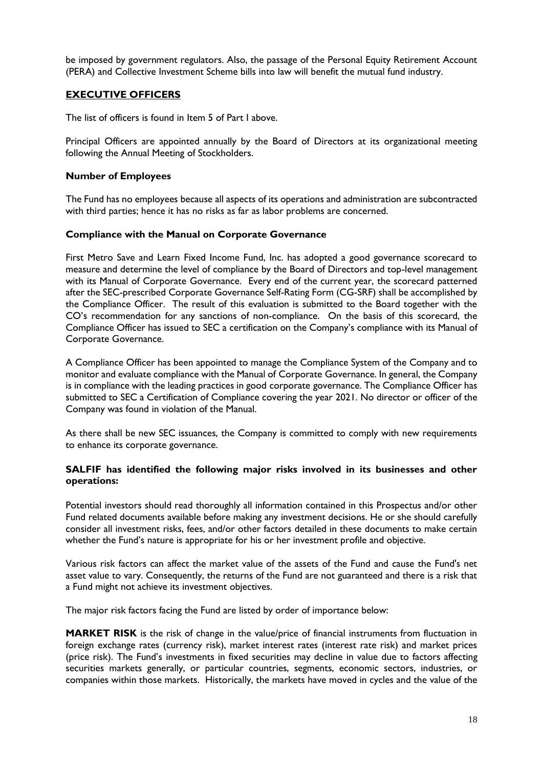be imposed by government regulators. Also, the passage of the Personal Equity Retirement Account (PERA) and Collective Investment Scheme bills into law will benefit the mutual fund industry.

## EXECUTIVE OFFICERS

The list of officers is found in Item 5 of Part I above.

Principal Officers are appointed annually by the Board of Directors at its organizational meeting following the Annual Meeting of Stockholders.

### Number of Employees

The Fund has no employees because all aspects of its operations and administration are subcontracted with third parties; hence it has no risks as far as labor problems are concerned.

### Compliance with the Manual on Corporate Governance

First Metro Save and Learn Fixed Income Fund, Inc. has adopted a good governance scorecard to measure and determine the level of compliance by the Board of Directors and top-level management with its Manual of Corporate Governance. Every end of the current year, the scorecard patterned after the SEC-prescribed Corporate Governance Self-Rating Form (CG-SRF) shall be accomplished by the Compliance Officer. The result of this evaluation is submitted to the Board together with the CO's recommendation for any sanctions of non-compliance. On the basis of this scorecard, the Compliance Officer has issued to SEC a certification on the Company's compliance with its Manual of Corporate Governance.

A Compliance Officer has been appointed to manage the Compliance System of the Company and to monitor and evaluate compliance with the Manual of Corporate Governance. In general, the Company is in compliance with the leading practices in good corporate governance. The Compliance Officer has submitted to SEC a Certification of Compliance covering the year 2021. No director or officer of the Company was found in violation of the Manual.

As there shall be new SEC issuances, the Company is committed to comply with new requirements to enhance its corporate governance.

### SALFIF has identified the following major risks involved in its businesses and other operations:

Potential investors should read thoroughly all information contained in this Prospectus and/or other Fund related documents available before making any investment decisions. He or she should carefully consider all investment risks, fees, and/or other factors detailed in these documents to make certain whether the Fund's nature is appropriate for his or her investment profile and objective.

Various risk factors can affect the market value of the assets of the Fund and cause the Fund's net asset value to vary. Consequently, the returns of the Fund are not guaranteed and there is a risk that a Fund might not achieve its investment objectives.

The major risk factors facing the Fund are listed by order of importance below:

**MARKET RISK** is the risk of change in the value/price of financial instruments from fluctuation in foreign exchange rates (currency risk), market interest rates (interest rate risk) and market prices (price risk). The Fund's investments in fixed securities may decline in value due to factors affecting securities markets generally, or particular countries, segments, economic sectors, industries, or companies within those markets. Historically, the markets have moved in cycles and the value of the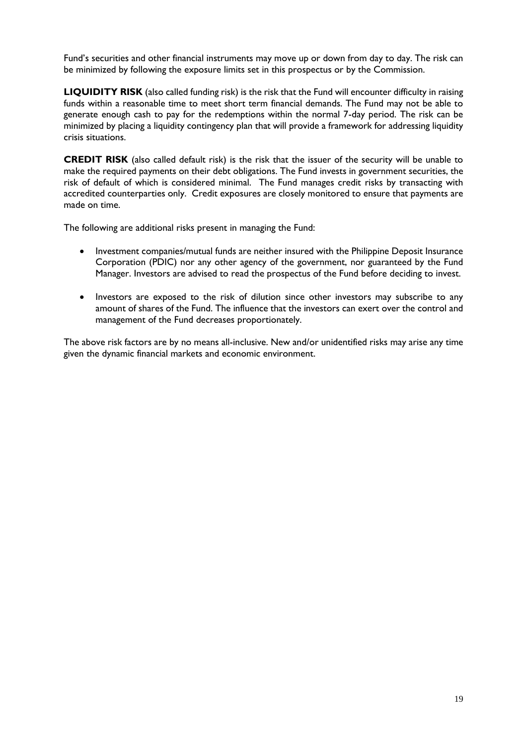Fund's securities and other financial instruments may move up or down from day to day. The risk can be minimized by following the exposure limits set in this prospectus or by the Commission.

**LIQUIDITY RISK** (also called funding risk) is the risk that the Fund will encounter difficulty in raising funds within a reasonable time to meet short term financial demands. The Fund may not be able to generate enough cash to pay for the redemptions within the normal 7-day period. The risk can be minimized by placing a liquidity contingency plan that will provide a framework for addressing liquidity crisis situations.

**CREDIT RISK** (also called default risk) is the risk that the issuer of the security will be unable to make the required payments on their debt obligations. The Fund invests in government securities, the risk of default of which is considered minimal. The Fund manages credit risks by transacting with accredited counterparties only. Credit exposures are closely monitored to ensure that payments are made on time.

The following are additional risks present in managing the Fund:

- Investment companies/mutual funds are neither insured with the Philippine Deposit Insurance Corporation (PDIC) nor any other agency of the government, nor guaranteed by the Fund Manager. Investors are advised to read the prospectus of the Fund before deciding to invest.
- Investors are exposed to the risk of dilution since other investors may subscribe to any amount of shares of the Fund. The influence that the investors can exert over the control and management of the Fund decreases proportionately.

The above risk factors are by no means all-inclusive. New and/or unidentified risks may arise any time given the dynamic financial markets and economic environment.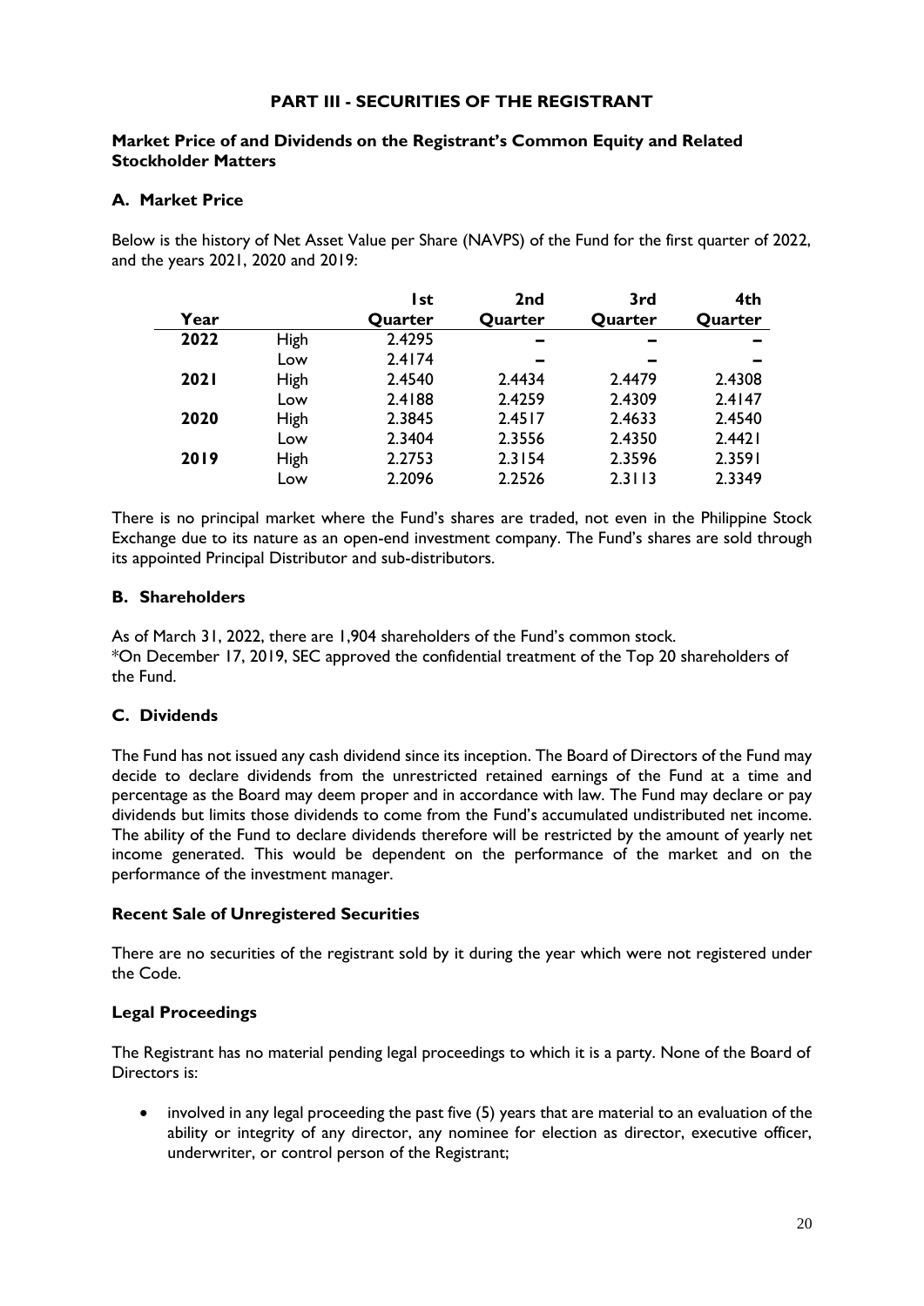## PART III - SECURITIES OF THE REGISTRANT

### Market Price of and Dividends on the Registrant's Common Equity and Related Stockholder Matters

### A. Market Price

Below is the history of Net Asset Value per Share (NAVPS) of the Fund for the first quarter of 2022, and the years 2021, 2020 and 2019:

| Year | | 1st Quarter | 2nd Quarter | 3rd Quarter | 4th Quarter |
|---|---|---|---|---|---|
| **2022** | High | 2.4295 | – | – | – |
| | Low | 2.4174 | – | – | – |
| **2021** | High | 2.4540 | 2.4434 | 2.4479 | 2.4308 |
| | Low | 2.4188 | 2.4259 | 2.4309 | 2.4147 |
| **2020** | High | 2.3845 | 2.4517 | 2.4633 | 2.4540 |
| | Low | 2.3404 | 2.3556 | 2.4350 | 2.4421 |
| **2019** | High | 2.2753 | 2.3154 | 2.3596 | 2.3591 |
| | Low | 2.2096 | 2.2526 | 2.3113 | 2.3349 |

There is no principal market where the Fund's shares are traded, not even in the Philippine Stock Exchange due to its nature as an open-end investment company. The Fund's shares are sold through its appointed Principal Distributor and sub-distributors.

### B. Shareholders

As of March 31, 2022, there are 1,904 shareholders of the Fund's common stock.
*On December 17, 2019, SEC approved the confidential treatment of the Top 20 shareholders of the Fund.

### C. Dividends

The Fund has not issued any cash dividend since its inception. The Board of Directors of the Fund may decide to declare dividends from the unrestricted retained earnings of the Fund at a time and percentage as the Board may deem proper and in accordance with law. The Fund may declare or pay dividends but limits those dividends to come from the Fund's accumulated undistributed net income. The ability of the Fund to declare dividends therefore will be restricted by the amount of yearly net income generated. This would be dependent on the performance of the market and on the performance of the investment manager.

### Recent Sale of Unregistered Securities

There are no securities of the registrant sold by it during the year which were not registered under the Code.

### Legal Proceedings

The Registrant has no material pending legal proceedings to which it is a party. None of the Board of Directors is:

- involved in any legal proceeding the past five (5) years that are material to an evaluation of the ability or integrity of any director, any nominee for election as director, executive officer, underwriter, or control person of the Registrant;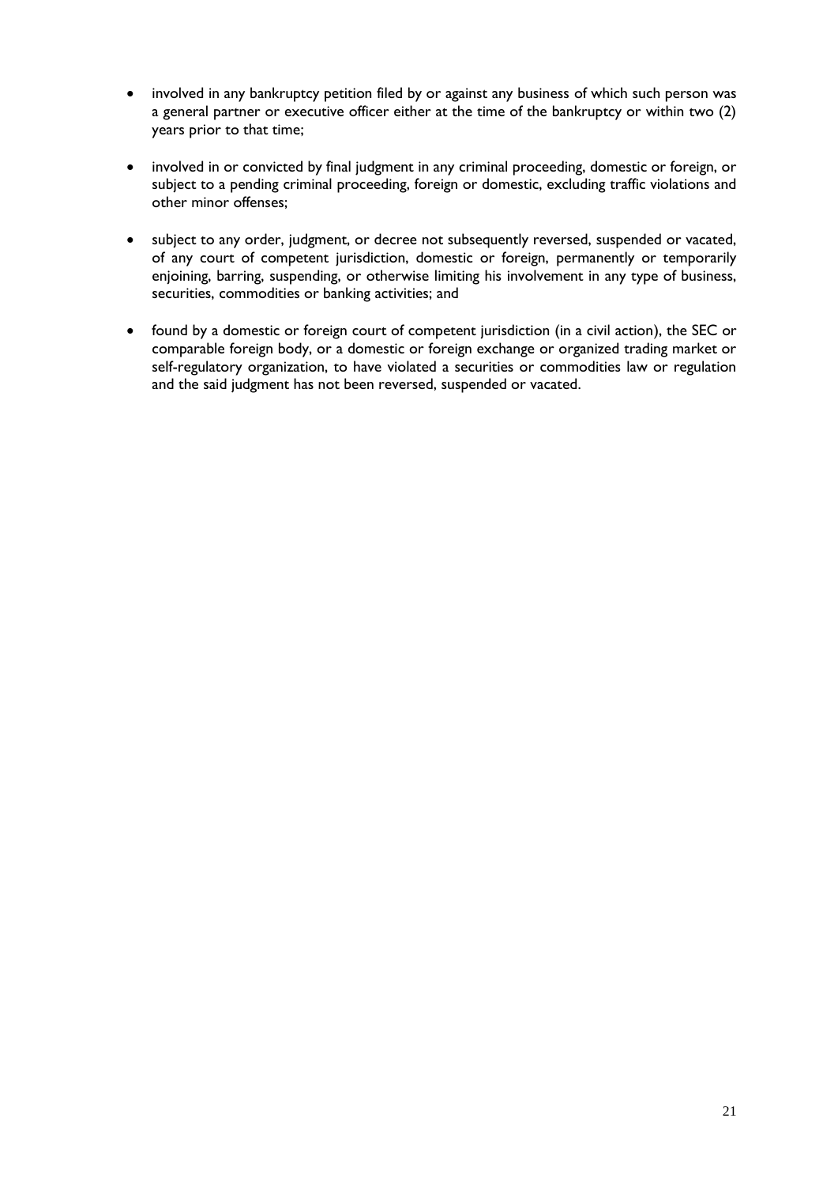- involved in any bankruptcy petition filed by or against any business of which such person was a general partner or executive officer either at the time of the bankruptcy or within two (2) years prior to that time;

- involved in or convicted by final judgment in any criminal proceeding, domestic or foreign, or subject to a pending criminal proceeding, foreign or domestic, excluding traffic violations and other minor offenses;

- subject to any order, judgment, or decree not subsequently reversed, suspended or vacated, of any court of competent jurisdiction, domestic or foreign, permanently or temporarily enjoining, barring, suspending, or otherwise limiting his involvement in any type of business, securities, commodities or banking activities; and

- found by a domestic or foreign court of competent jurisdiction (in a civil action), the SEC or comparable foreign body, or a domestic or foreign exchange or organized trading market or self-regulatory organization, to have violated a securities or commodities law or regulation and the said judgment has not been reversed, suspended or vacated.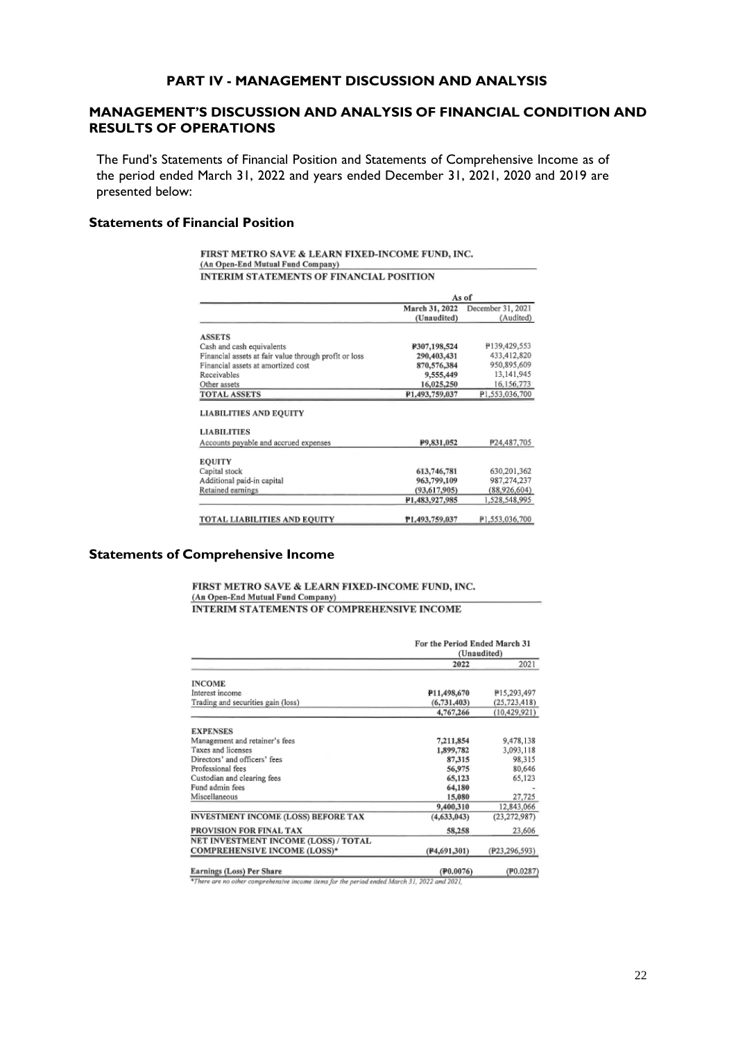# PART IV - MANAGEMENT DISCUSSION AND ANALYSIS

## MANAGEMENT'S DISCUSSION AND ANALYSIS OF FINANCIAL CONDITION AND RESULTS OF OPERATIONS

The Fund's Statements of Financial Position and Statements of Comprehensive Income as of the period ended March 31, 2022 and years ended December 31, 2021, 2020 and 2019 are presented below:

### Statements of Financial Position

**FIRST METRO SAVE & LEARN FIXED-INCOME FUND, INC.**
**(An Open-End Mutual Fund Company)**
**INTERIM STATEMENTS OF FINANCIAL POSITION**

| | As of | |
|---|---|---|
| | March 31, 2022 (Unaudited) | December 31, 2021 (Audited) |
| **ASSETS** | | |
| Cash and cash equivalents | ₱307,198,524 | ₱139,429,553 |
| Financial assets at fair value through profit or loss | 290,403,431 | 433,412,820 |
| Financial assets at amortized cost | 870,576,384 | 950,895,609 |
| Receivables | 9,555,449 | 13,141,945 |
| Other assets | 16,025,250 | 16,156,773 |
| **TOTAL ASSETS** | ₱1,493,759,037 | ₱1,553,036,700 |
| **LIABILITIES AND EQUITY** | | |
| **LIABILITIES** | | |
| Accounts payable and accrued expenses | ₱9,831,052 | ₱24,487,705 |
| **EQUITY** | | |
| Capital stock | 613,746,781 | 630,201,362 |
| Additional paid-in capital | 963,799,109 | 987,274,237 |
| Retained earnings | (93,617,905) | (88,926,604) |
| | ₱1,483,927,985 | 1,528,548,995 |
| **TOTAL LIABILITIES AND EQUITY** | ₱1,493,759,037 | ₱1,553,036,700 |

### Statements of Comprehensive Income

**FIRST METRO SAVE & LEARN FIXED-INCOME FUND, INC.**
**(An Open-End Mutual Fund Company)**
**INTERIM STATEMENTS OF COMPREHENSIVE INCOME**

| | For the Period Ended March 31 (Unaudited) | |
|---|---|---|
| | 2022 | 2021 |
| **INCOME** | | |
| Interest income | ₱11,498,670 | ₱15,293,497 |
| Trading and securities gain (loss) | (6,731,403) | (25,723,418) |
| | 4,767,266 | (10,429,921) |
| **EXPENSES** | | |
| Management and retainer's fees | 7,211,854 | 9,478,138 |
| Taxes and licenses | 1,899,782 | 3,093,118 |
| Directors' and officers' fees | 87,315 | 98,315 |
| Professional fees | 56,975 | 80,646 |
| Custodian and clearing fees | 65,123 | 65,123 |
| Fund admin fees | 64,180 | - |
| Miscellaneous | 15,080 | 27,725 |
| | 9,400,310 | 12,843,066 |
| **INVESTMENT INCOME (LOSS) BEFORE TAX** | (4,633,043) | (23,272,987) |
| **PROVISION FOR FINAL TAX** | 58,258 | 23,606 |
| **NET INVESTMENT INCOME (LOSS) / TOTAL COMPREHENSIVE INCOME (LOSS)*** | (₱4,691,301) | (₱23,296,593) |
| **Earnings (Loss) Per Share** | (₱0.0076) | (₱0.0287) |

*There are no other comprehensive income items for the period ended March 31, 2022 and 2021.*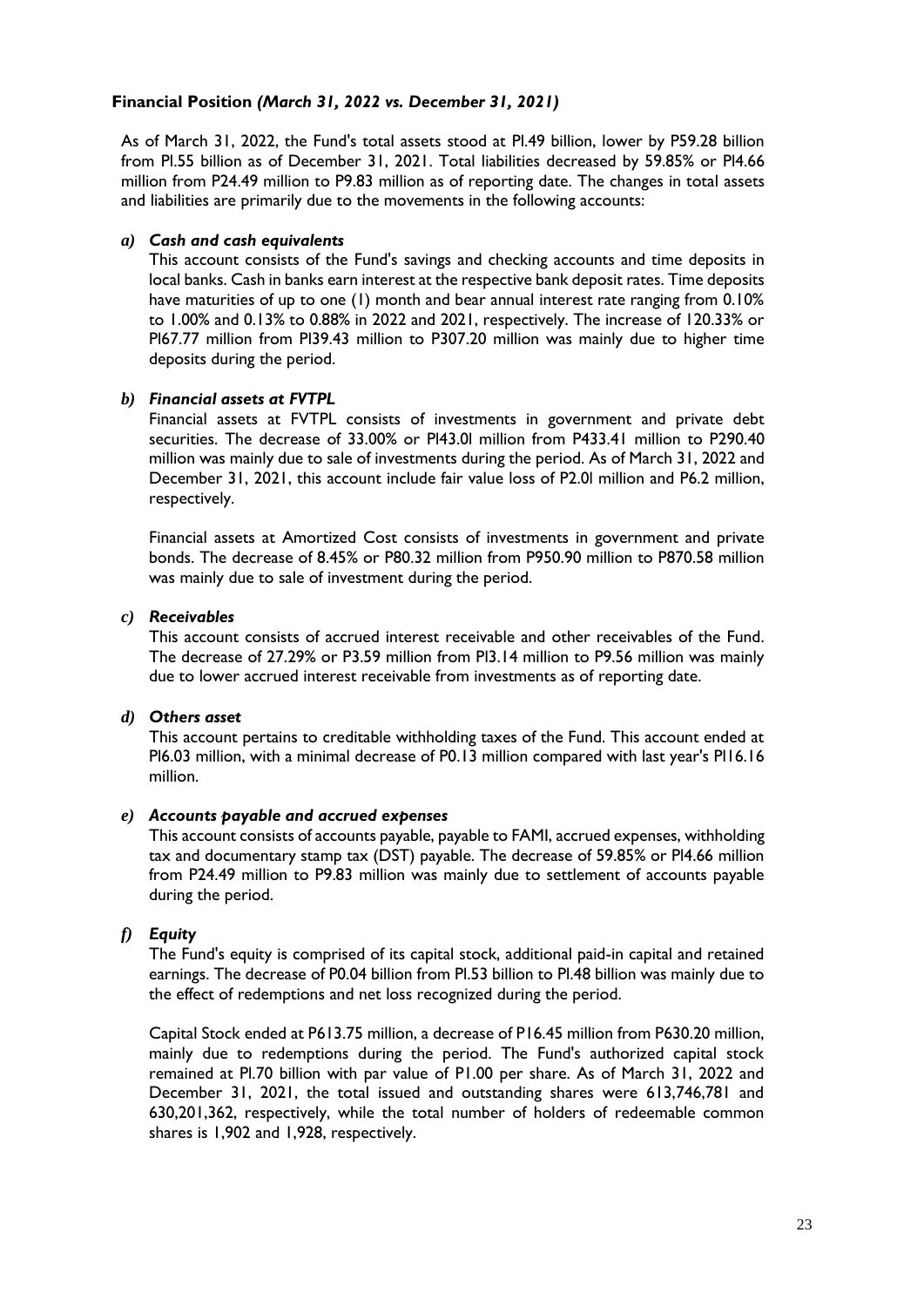### Financial Position *(March 31, 2022 vs. December 31, 2021)*

As of March 31, 2022, the Fund's total assets stood at P1.49 billion, lower by P59.28 billion from P1.55 billion as of December 31, 2021. Total liabilities decreased by 59.85% or P14.66 million from P24.49 million to P9.83 million as of reporting date. The changes in total assets and liabilities are primarily due to the movements in the following accounts:

*a) **Cash and cash equivalents***

This account consists of the Fund's savings and checking accounts and time deposits in local banks. Cash in banks earn interest at the respective bank deposit rates. Time deposits have maturities of up to one (1) month and bear annual interest rate ranging from 0.10% to 1.00% and 0.13% to 0.88% in 2022 and 2021, respectively. The increase of 120.33% or P167.77 million from P139.43 million to P307.20 million was mainly due to higher time deposits during the period.

*b) **Financial assets at FVTPL***

Financial assets at FVTPL consists of investments in government and private debt securities. The decrease of 33.00% or P143.01 million from P433.41 million to P290.40 million was mainly due to sale of investments during the period. As of March 31, 2022 and December 31, 2021, this account include fair value loss of P2.01 million and P6.2 million, respectively.

Financial assets at Amortized Cost consists of investments in government and private bonds. The decrease of 8.45% or P80.32 million from P950.90 million to P870.58 million was mainly due to sale of investment during the period.

*c) **Receivables***

This account consists of accrued interest receivable and other receivables of the Fund. The decrease of 27.29% or P3.59 million from P13.14 million to P9.56 million was mainly due to lower accrued interest receivable from investments as of reporting date.

*d) **Others asset***

This account pertains to creditable withholding taxes of the Fund. This account ended at P16.03 million, with a minimal decrease of P0.13 million compared with last year's P116.16 million.

*e) **Accounts payable and accrued expenses***

This account consists of accounts payable, payable to FAMI, accrued expenses, withholding tax and documentary stamp tax (DST) payable. The decrease of 59.85% or P14.66 million from P24.49 million to P9.83 million was mainly due to settlement of accounts payable during the period.

*f) **Equity***

The Fund's equity is comprised of its capital stock, additional paid-in capital and retained earnings. The decrease of P0.04 billion from P1.53 billion to P1.48 billion was mainly due to the effect of redemptions and net loss recognized during the period.

Capital Stock ended at P613.75 million, a decrease of P16.45 million from P630.20 million, mainly due to redemptions during the period. The Fund's authorized capital stock remained at P1.70 billion with par value of P1.00 per share. As of March 31, 2022 and December 31, 2021, the total issued and outstanding shares were 613,746,781 and 630,201,362, respectively, while the total number of holders of redeemable common shares is 1,902 and 1,928, respectively.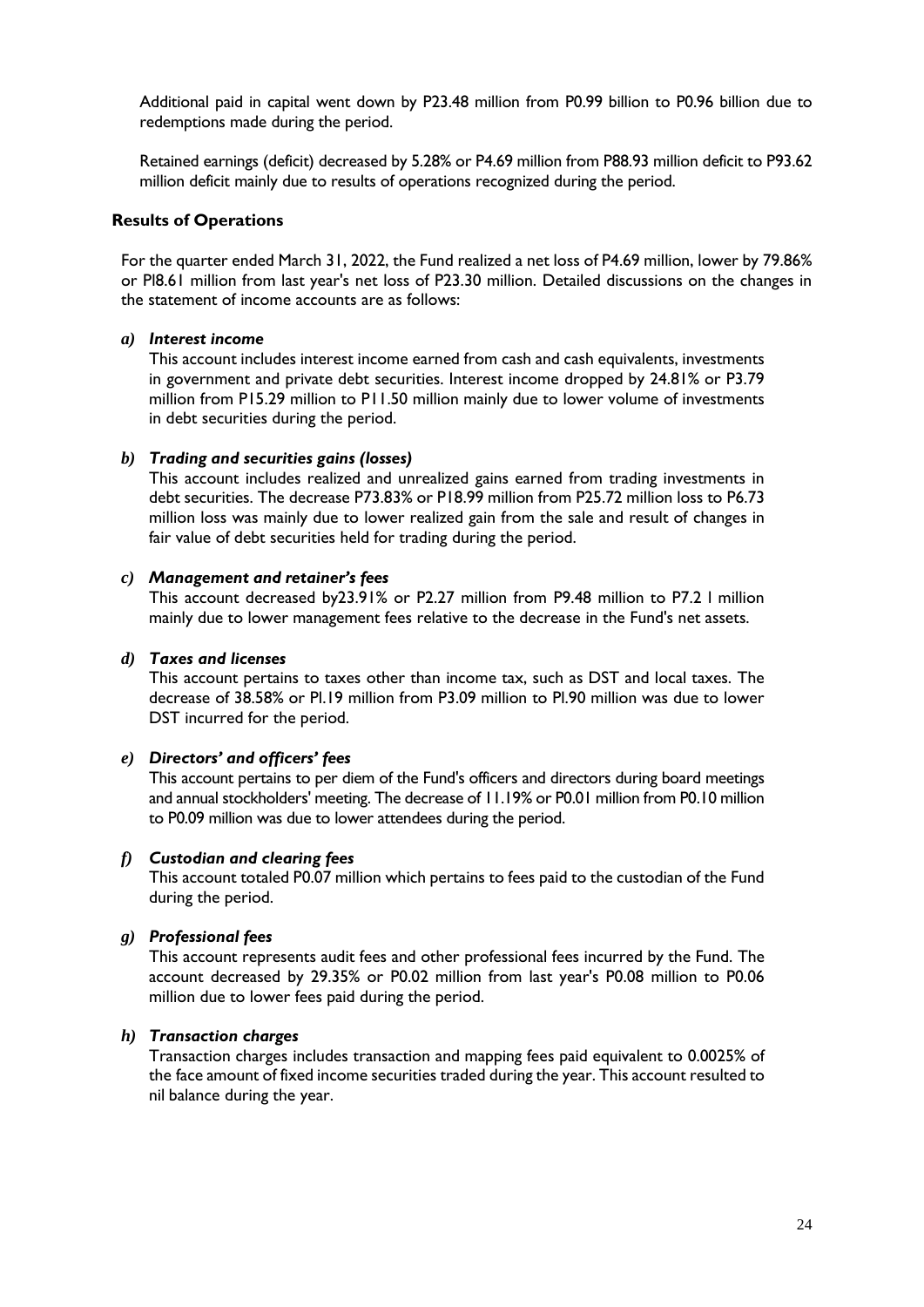Additional paid in capital went down by P23.48 million from P0.99 billion to P0.96 billion due to redemptions made during the period.

Retained earnings (deficit) decreased by 5.28% or P4.69 million from P88.93 million deficit to P93.62 million deficit mainly due to results of operations recognized during the period.

## Results of Operations

For the quarter ended March 31, 2022, the Fund realized a net loss of P4.69 million, lower by 79.86% or Pl8.61 million from last year's net loss of P23.30 million. Detailed discussions on the changes in the statement of income accounts are as follows:

***a) Interest income***

This account includes interest income earned from cash and cash equivalents, investments in government and private debt securities. Interest income dropped by 24.81% or P3.79 million from P15.29 million to P11.50 million mainly due to lower volume of investments in debt securities during the period.

***b) Trading and securities gains (losses)***

This account includes realized and unrealized gains earned from trading investments in debt securities. The decrease P73.83% or P18.99 million from P25.72 million loss to P6.73 million loss was mainly due to lower realized gain from the sale and result of changes in fair value of debt securities held for trading during the period.

***c) Management and retainer's fees***

This account decreased by23.91% or P2.27 million from P9.48 million to P7.2 l million mainly due to lower management fees relative to the decrease in the Fund's net assets.

***d) Taxes and licenses***

This account pertains to taxes other than income tax, such as DST and local taxes. The decrease of 38.58% or Pl.19 million from P3.09 million to Pl.90 million was due to lower DST incurred for the period.

***e) Directors' and officers' fees***

This account pertains to per diem of the Fund's officers and directors during board meetings and annual stockholders' meeting. The decrease of 11.19% or P0.01 million from P0.10 million to P0.09 million was due to lower attendees during the period.

***f) Custodian and clearing fees***

This account totaled P0.07 million which pertains to fees paid to the custodian of the Fund during the period.

***g) Professional fees***

This account represents audit fees and other professional fees incurred by the Fund. The account decreased by 29.35% or P0.02 million from last year's P0.08 million to P0.06 million due to lower fees paid during the period.

***h) Transaction charges***

Transaction charges includes transaction and mapping fees paid equivalent to 0.0025% of the face amount of fixed income securities traded during the year. This account resulted to nil balance during the year.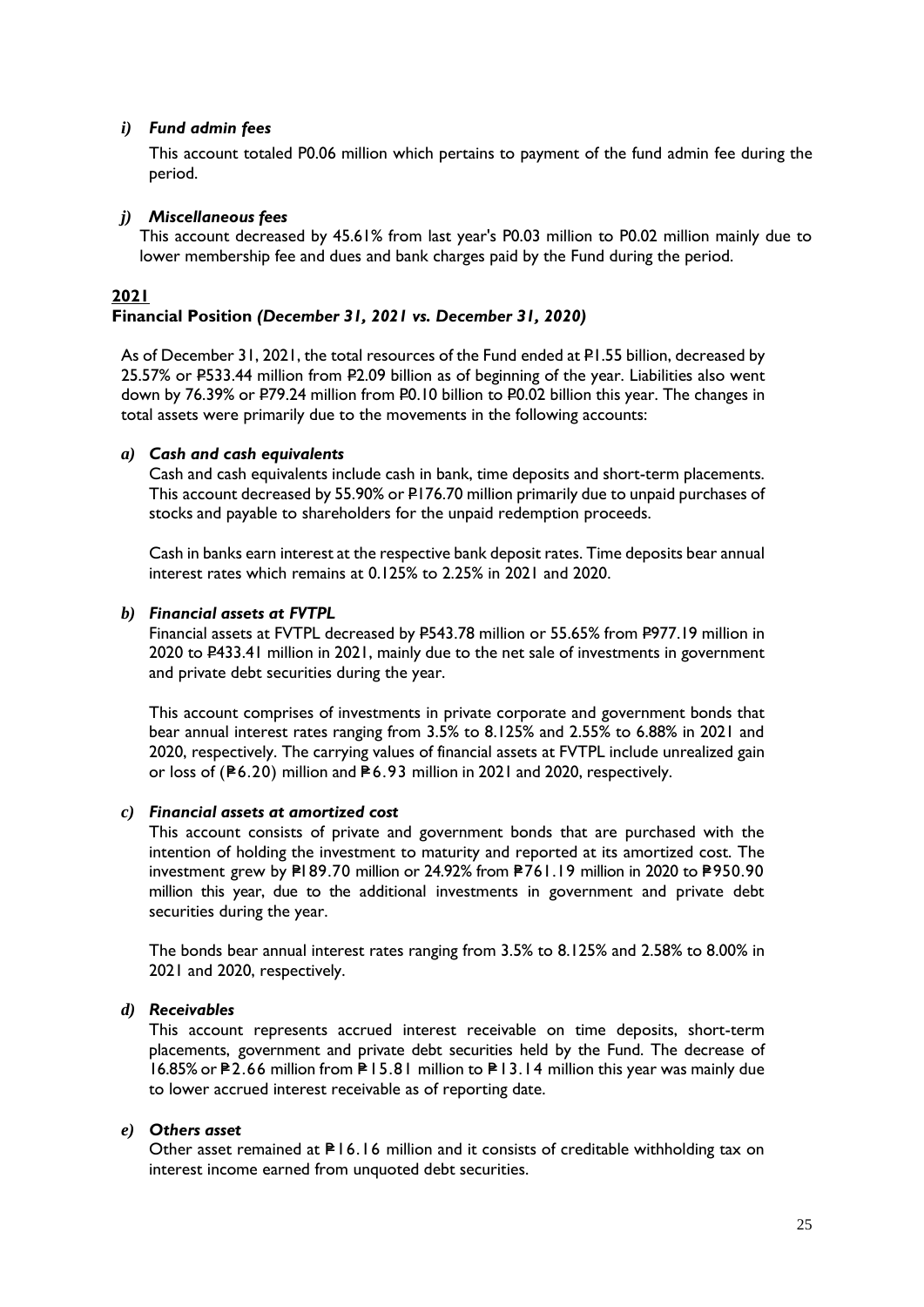*i) Fund admin fees*

This account totaled P0.06 million which pertains to payment of the fund admin fee during the period.

*j) Miscellaneous fees*

This account decreased by 45.61% from last year's P0.03 million to P0.02 million mainly due to lower membership fee and dues and bank charges paid by the Fund during the period.

**2021**

**Financial Position *(December 31, 2021 vs. December 31, 2020)***

As of December 31, 2021, the total resources of the Fund ended at ₱1.55 billion, decreased by 25.57% or ₱533.44 million from ₱2.09 billion as of beginning of the year. Liabilities also went down by 76.39% or ₱79.24 million from ₱0.10 billion to ₱0.02 billion this year. The changes in total assets were primarily due to the movements in the following accounts:

***a) Cash and cash equivalents***

Cash and cash equivalents include cash in bank, time deposits and short-term placements. This account decreased by 55.90% or ₱176.70 million primarily due to unpaid purchases of stocks and payable to shareholders for the unpaid redemption proceeds.

Cash in banks earn interest at the respective bank deposit rates. Time deposits bear annual interest rates which remains at 0.125% to 2.25% in 2021 and 2020.

***b) Financial assets at FVTPL***

Financial assets at FVTPL decreased by ₱543.78 million or 55.65% from ₱977.19 million in 2020 to ₱433.41 million in 2021, mainly due to the net sale of investments in government and private debt securities during the year.

This account comprises of investments in private corporate and government bonds that bear annual interest rates ranging from 3.5% to 8.125% and 2.55% to 6.88% in 2021 and 2020, respectively. The carrying values of financial assets at FVTPL include unrealized gain or loss of (₱6.20) million and ₱6.93 million in 2021 and 2020, respectively.

***c) Financial assets at amortized cost***

This account consists of private and government bonds that are purchased with the intention of holding the investment to maturity and reported at its amortized cost. The investment grew by ₱189.70 million or 24.92% from ₱761.19 million in 2020 to ₱950.90 million this year, due to the additional investments in government and private debt securities during the year.

The bonds bear annual interest rates ranging from 3.5% to 8.125% and 2.58% to 8.00% in 2021 and 2020, respectively.

***d) Receivables***

This account represents accrued interest receivable on time deposits, short-term placements, government and private debt securities held by the Fund. The decrease of 16.85% or ₱2.66 million from ₱15.81 million to ₱13.14 million this year was mainly due to lower accrued interest receivable as of reporting date.

***e) Others asset***

Other asset remained at ₱16.16 million and it consists of creditable withholding tax on interest income earned from unquoted debt securities.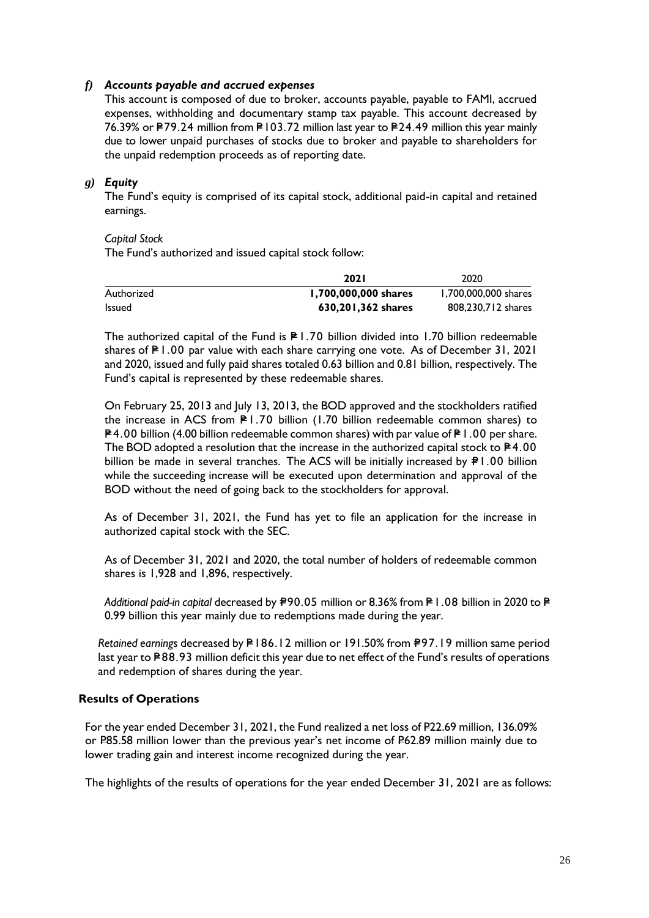*f) **Accounts payable and accrued expenses***

This account is composed of due to broker, accounts payable, payable to FAMI, accrued expenses, withholding and documentary stamp tax payable. This account decreased by 76.39% or ₱79.24 million from ₱103.72 million last year to ₱24.49 million this year mainly due to lower unpaid purchases of stocks due to broker and payable to shareholders for the unpaid redemption proceeds as of reporting date.

*g) **Equity***

The Fund's equity is comprised of its capital stock, additional paid-in capital and retained earnings.

*Capital Stock*

The Fund's authorized and issued capital stock follow:

| | **2021** | 2020 |
|---|---|---|
| Authorized | **1,700,000,000 shares** | 1,700,000,000 shares |
| Issued | **630,201,362 shares** | 808,230,712 shares |

The authorized capital of the Fund is ₱1.70 billion divided into 1.70 billion redeemable shares of ₱1.00 par value with each share carrying one vote. As of December 31, 2021 and 2020, issued and fully paid shares totaled 0.63 billion and 0.81 billion, respectively. The Fund's capital is represented by these redeemable shares.

On February 25, 2013 and July 13, 2013, the BOD approved and the stockholders ratified the increase in ACS from ₱1.70 billion (1.70 billion redeemable common shares) to ₱4.00 billion (4.00 billion redeemable common shares) with par value of ₱1.00 per share. The BOD adopted a resolution that the increase in the authorized capital stock to ₱4.00 billion be made in several tranches. The ACS will be initially increased by ₱1.00 billion while the succeeding increase will be executed upon determination and approval of the BOD without the need of going back to the stockholders for approval.

As of December 31, 2021, the Fund has yet to file an application for the increase in authorized capital stock with the SEC.

As of December 31, 2021 and 2020, the total number of holders of redeemable common shares is 1,928 and 1,896, respectively.

*Additional paid-in capital* decreased by ₱90.05 million or 8.36% from ₱1.08 billion in 2020 to ₱ 0.99 billion this year mainly due to redemptions made during the year.

*Retained earnings* decreased by ₱186.12 million or 191.50% from ₱97.19 million same period last year to ₱88.93 million deficit this year due to net effect of the Fund's results of operations and redemption of shares during the year.

**Results of Operations**

For the year ended December 31, 2021, the Fund realized a net loss of ₱22.69 million, 136.09% or ₱85.58 million lower than the previous year's net income of ₱62.89 million mainly due to lower trading gain and interest income recognized during the year.

The highlights of the results of operations for the year ended December 31, 2021 are as follows: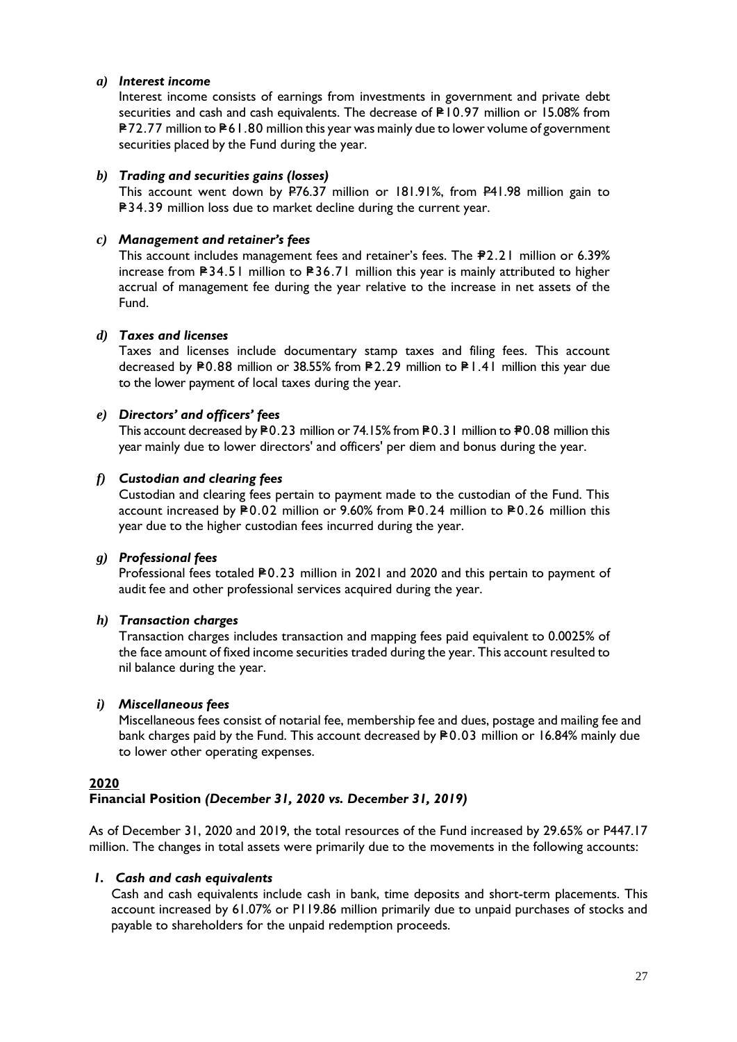*a) Interest income*

Interest income consists of earnings from investments in government and private debt securities and cash and cash equivalents. The decrease of ₱10.97 million or 15.08% from ₱72.77 million to ₱61.80 million this year was mainly due to lower volume of government securities placed by the Fund during the year.

*b) Trading and securities gains (losses)*

This account went down by ₱76.37 million or 181.91%, from ₱41.98 million gain to ₱34.39 million loss due to market decline during the current year.

*c) Management and retainer's fees*

This account includes management fees and retainer's fees. The ₱2.21 million or 6.39% increase from ₱34.51 million to ₱36.71 million this year is mainly attributed to higher accrual of management fee during the year relative to the increase in net assets of the Fund.

*d) Taxes and licenses*

Taxes and licenses include documentary stamp taxes and filing fees. This account decreased by ₱0.88 million or 38.55% from ₱2.29 million to ₱1.41 million this year due to the lower payment of local taxes during the year.

*e) Directors' and officers' fees*

This account decreased by ₱0.23 million or 74.15% from ₱0.31 million to ₱0.08 million this year mainly due to lower directors' and officers' per diem and bonus during the year.

*f) Custodian and clearing fees*

Custodian and clearing fees pertain to payment made to the custodian of the Fund. This account increased by ₱0.02 million or 9.60% from ₱0.24 million to ₱0.26 million this year due to the higher custodian fees incurred during the year.

*g) Professional fees*

Professional fees totaled ₱0.23 million in 2021 and 2020 and this pertain to payment of audit fee and other professional services acquired during the year.

*h) Transaction charges*

Transaction charges includes transaction and mapping fees paid equivalent to 0.0025% of the face amount of fixed income securities traded during the year. This account resulted to nil balance during the year.

*i) Miscellaneous fees*

Miscellaneous fees consist of notarial fee, membership fee and dues, postage and mailing fee and bank charges paid by the Fund. This account decreased by ₱0.03 million or 16.84% mainly due to lower other operating expenses.

**2020**

**Financial Position *(December 31, 2020 vs. December 31, 2019)***

As of December 31, 2020 and 2019, the total resources of the Fund increased by 29.65% or P447.17 million. The changes in total assets were primarily due to the movements in the following accounts:

*1. Cash and cash equivalents*

Cash and cash equivalents include cash in bank, time deposits and short-term placements. This account increased by 61.07% or P119.86 million primarily due to unpaid purchases of stocks and payable to shareholders for the unpaid redemption proceeds.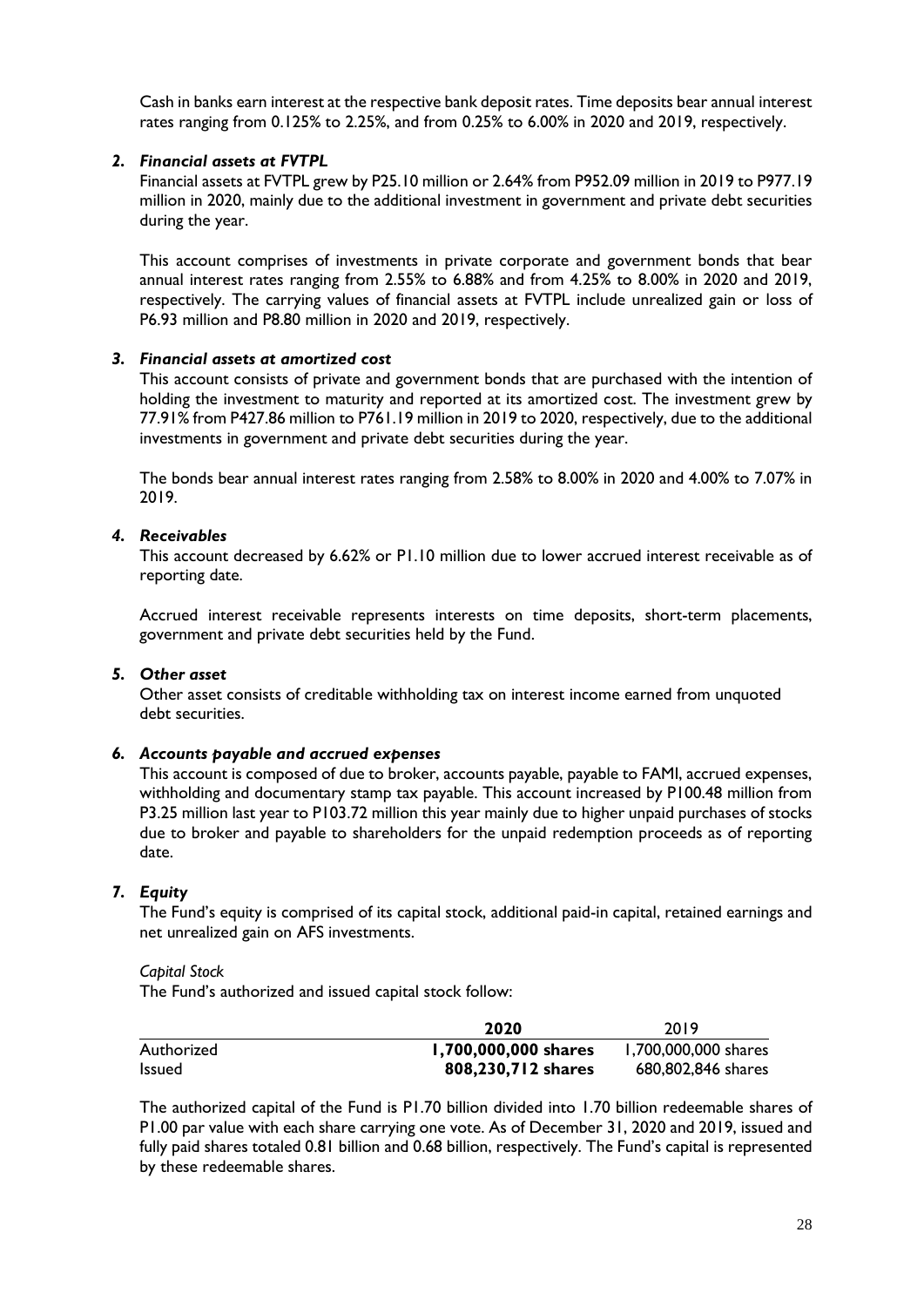Cash in banks earn interest at the respective bank deposit rates. Time deposits bear annual interest rates ranging from 0.125% to 2.25%, and from 0.25% to 6.00% in 2020 and 2019, respectively.

### *2. Financial assets at FVTPL*

Financial assets at FVTPL grew by P25.10 million or 2.64% from P952.09 million in 2019 to P977.19 million in 2020, mainly due to the additional investment in government and private debt securities during the year.

This account comprises of investments in private corporate and government bonds that bear annual interest rates ranging from 2.55% to 6.88% and from 4.25% to 8.00% in 2020 and 2019, respectively. The carrying values of financial assets at FVTPL include unrealized gain or loss of P6.93 million and P8.80 million in 2020 and 2019, respectively.

### *3. Financial assets at amortized cost*

This account consists of private and government bonds that are purchased with the intention of holding the investment to maturity and reported at its amortized cost. The investment grew by 77.91% from P427.86 million to P761.19 million in 2019 to 2020, respectively, due to the additional investments in government and private debt securities during the year.

The bonds bear annual interest rates ranging from 2.58% to 8.00% in 2020 and 4.00% to 7.07% in 2019.

### *4. Receivables*

This account decreased by 6.62% or P1.10 million due to lower accrued interest receivable as of reporting date.

Accrued interest receivable represents interests on time deposits, short-term placements, government and private debt securities held by the Fund.

### *5. Other asset*

Other asset consists of creditable withholding tax on interest income earned from unquoted debt securities.

### *6. Accounts payable and accrued expenses*

This account is composed of due to broker, accounts payable, payable to FAMI, accrued expenses, withholding and documentary stamp tax payable. This account increased by P100.48 million from P3.25 million last year to P103.72 million this year mainly due to higher unpaid purchases of stocks due to broker and payable to shareholders for the unpaid redemption proceeds as of reporting date.

### *7. Equity*

The Fund's equity is comprised of its capital stock, additional paid-in capital, retained earnings and net unrealized gain on AFS investments.

*Capital Stock*

The Fund's authorized and issued capital stock follow:

| | **2020** | 2019 |
|---|---|---|
| Authorized | **1,700,000,000 shares** | 1,700,000,000 shares |
| Issued | **808,230,712 shares** | 680,802,846 shares |

The authorized capital of the Fund is P1.70 billion divided into 1.70 billion redeemable shares of P1.00 par value with each share carrying one vote. As of December 31, 2020 and 2019, issued and fully paid shares totaled 0.81 billion and 0.68 billion, respectively. The Fund's capital is represented by these redeemable shares.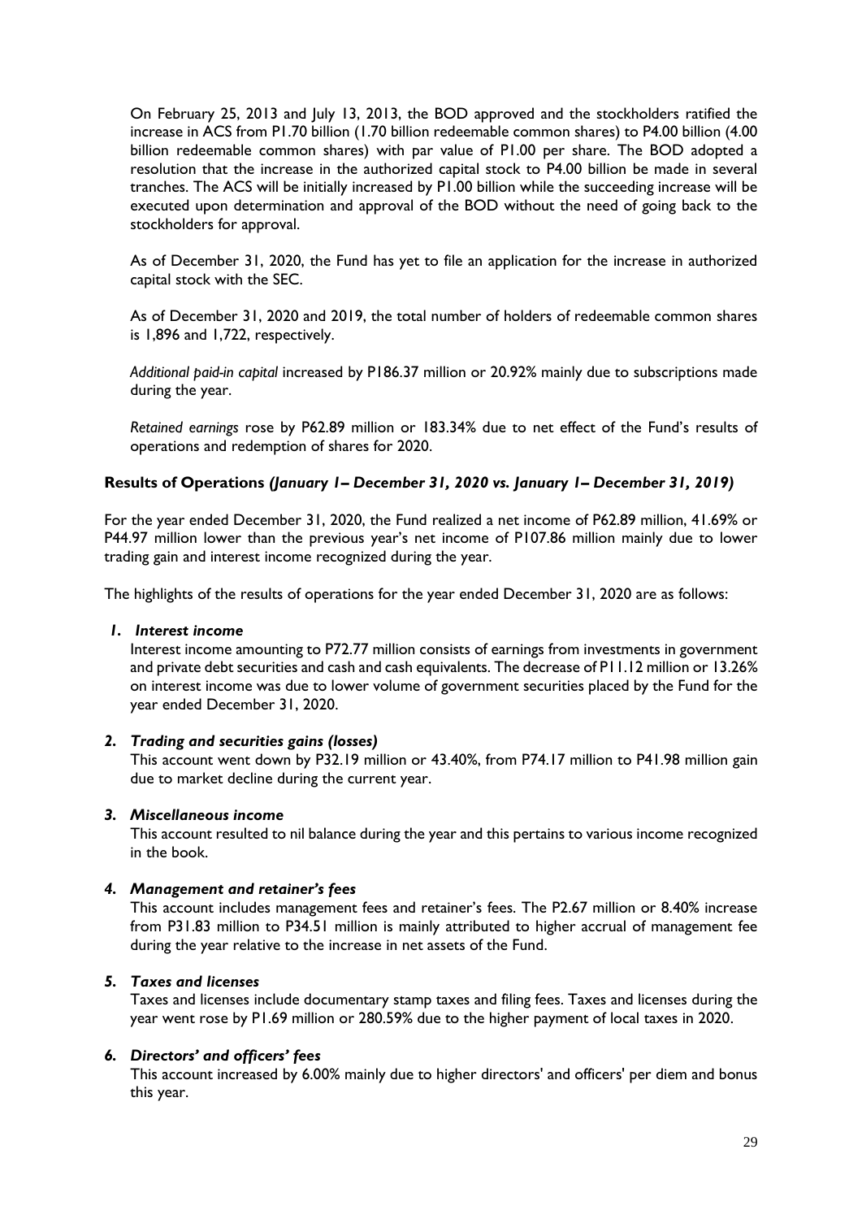On February 25, 2013 and July 13, 2013, the BOD approved and the stockholders ratified the increase in ACS from P1.70 billion (1.70 billion redeemable common shares) to P4.00 billion (4.00 billion redeemable common shares) with par value of P1.00 per share. The BOD adopted a resolution that the increase in the authorized capital stock to P4.00 billion be made in several tranches. The ACS will be initially increased by P1.00 billion while the succeeding increase will be executed upon determination and approval of the BOD without the need of going back to the stockholders for approval.

As of December 31, 2020, the Fund has yet to file an application for the increase in authorized capital stock with the SEC.

As of December 31, 2020 and 2019, the total number of holders of redeemable common shares is 1,896 and 1,722, respectively.

*Additional paid-in capital* increased by P186.37 million or 20.92% mainly due to subscriptions made during the year.

*Retained earnings* rose by P62.89 million or 183.34% due to net effect of the Fund's results of operations and redemption of shares for 2020.

### Results of Operations *(January 1– December 31, 2020 vs. January 1– December 31, 2019)*

For the year ended December 31, 2020, the Fund realized a net income of P62.89 million, 41.69% or P44.97 million lower than the previous year's net income of P107.86 million mainly due to lower trading gain and interest income recognized during the year.

The highlights of the results of operations for the year ended December 31, 2020 are as follows:

1. ***Interest income***
   Interest income amounting to P72.77 million consists of earnings from investments in government and private debt securities and cash and cash equivalents. The decrease of P11.12 million or 13.26% on interest income was due to lower volume of government securities placed by the Fund for the year ended December 31, 2020.

2. ***Trading and securities gains (losses)***
   This account went down by P32.19 million or 43.40%, from P74.17 million to P41.98 million gain due to market decline during the current year.

3. ***Miscellaneous income***
   This account resulted to nil balance during the year and this pertains to various income recognized in the book.

4. ***Management and retainer's fees***
   This account includes management fees and retainer's fees. The P2.67 million or 8.40% increase from P31.83 million to P34.51 million is mainly attributed to higher accrual of management fee during the year relative to the increase in net assets of the Fund.

5. ***Taxes and licenses***
   Taxes and licenses include documentary stamp taxes and filing fees. Taxes and licenses during the year went rose by P1.69 million or 280.59% due to the higher payment of local taxes in 2020.

6. ***Directors' and officers' fees***
   This account increased by 6.00% mainly due to higher directors' and officers' per diem and bonus this year.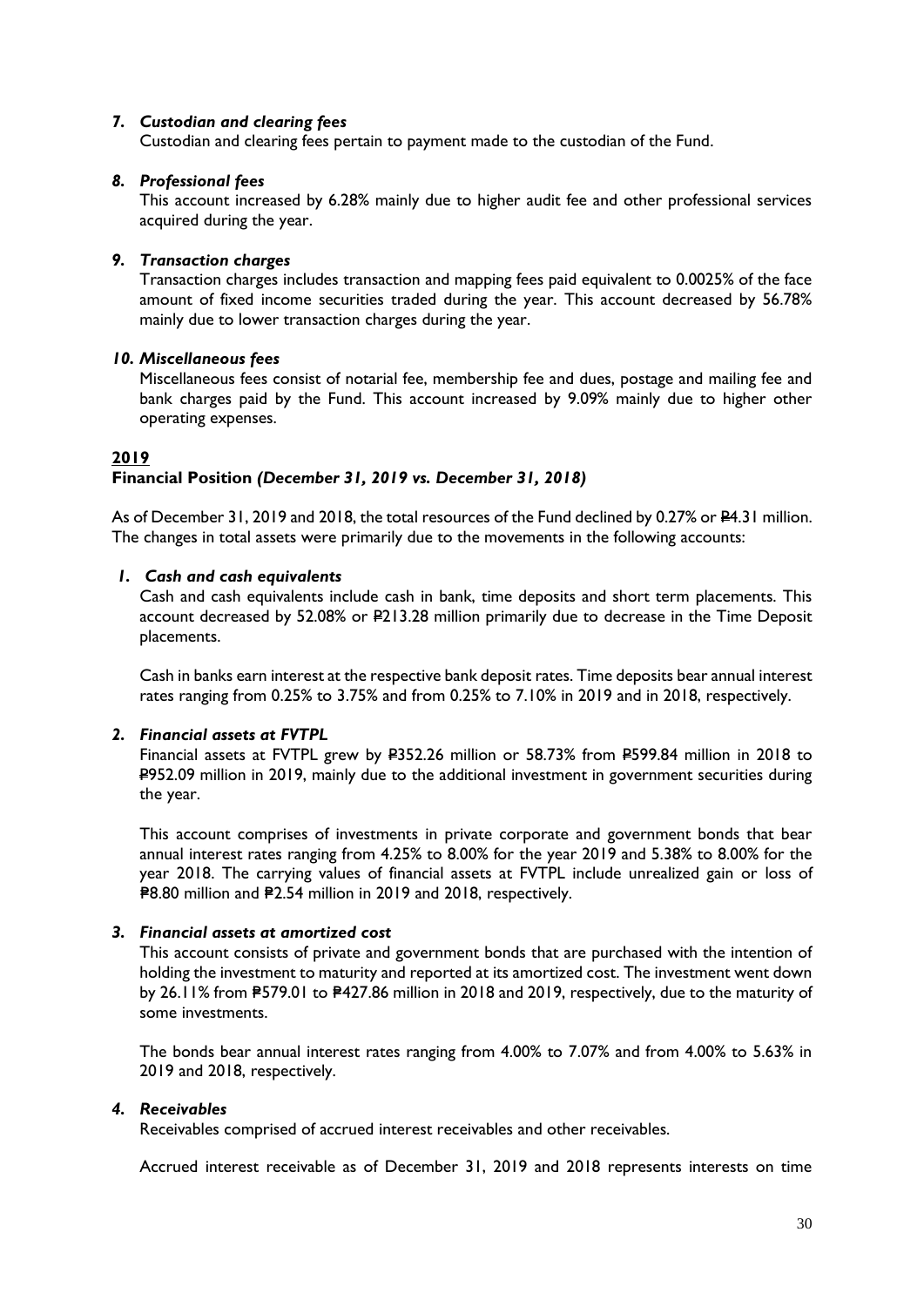### *7. Custodian and clearing fees*

Custodian and clearing fees pertain to payment made to the custodian of the Fund.

### *8. Professional fees*

This account increased by 6.28% mainly due to higher audit fee and other professional services acquired during the year.

### *9. Transaction charges*

Transaction charges includes transaction and mapping fees paid equivalent to 0.0025% of the face amount of fixed income securities traded during the year. This account decreased by 56.78% mainly due to lower transaction charges during the year.

### *10. Miscellaneous fees*

Miscellaneous fees consist of notarial fee, membership fee and dues, postage and mailing fee and bank charges paid by the Fund. This account increased by 9.09% mainly due to higher other operating expenses.

## 2019

**Financial Position *(December 31, 2019 vs. December 31, 2018)***

As of December 31, 2019 and 2018, the total resources of the Fund declined by 0.27% or ₱4.31 million. The changes in total assets were primarily due to the movements in the following accounts:

### *1. Cash and cash equivalents*

Cash and cash equivalents include cash in bank, time deposits and short term placements. This account decreased by 52.08% or ₱213.28 million primarily due to decrease in the Time Deposit placements.

Cash in banks earn interest at the respective bank deposit rates. Time deposits bear annual interest rates ranging from 0.25% to 3.75% and from 0.25% to 7.10% in 2019 and in 2018, respectively.

### *2. Financial assets at FVTPL*

Financial assets at FVTPL grew by ₱352.26 million or 58.73% from ₱599.84 million in 2018 to ₱952.09 million in 2019, mainly due to the additional investment in government securities during the year.

This account comprises of investments in private corporate and government bonds that bear annual interest rates ranging from 4.25% to 8.00% for the year 2019 and 5.38% to 8.00% for the year 2018. The carrying values of financial assets at FVTPL include unrealized gain or loss of ₱8.80 million and ₱2.54 million in 2019 and 2018, respectively.

### *3. Financial assets at amortized cost*

This account consists of private and government bonds that are purchased with the intention of holding the investment to maturity and reported at its amortized cost. The investment went down by 26.11% from ₱579.01 to ₱427.86 million in 2018 and 2019, respectively, due to the maturity of some investments.

The bonds bear annual interest rates ranging from 4.00% to 7.07% and from 4.00% to 5.63% in 2019 and 2018, respectively.

### *4. Receivables*

Receivables comprised of accrued interest receivables and other receivables.

Accrued interest receivable as of December 31, 2019 and 2018 represents interests on time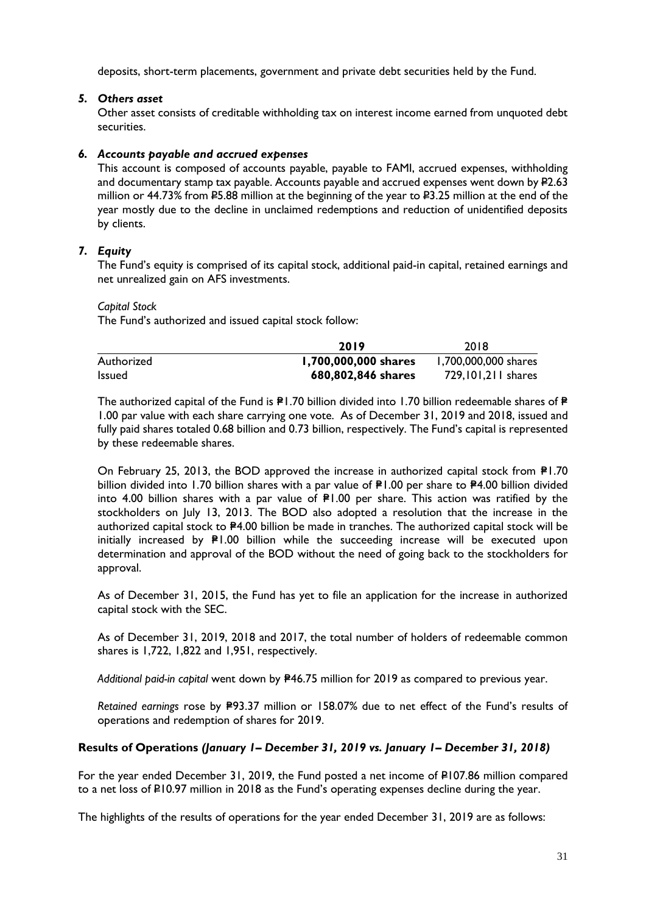deposits, short-term placements, government and private debt securities held by the Fund.

### 5. *Others asset*

Other asset consists of creditable withholding tax on interest income earned from unquoted debt securities.

### 6. *Accounts payable and accrued expenses*

This account is composed of accounts payable, payable to FAMI, accrued expenses, withholding and documentary stamp tax payable. Accounts payable and accrued expenses went down by ₽2.63 million or 44.73% from ₽5.88 million at the beginning of the year to ₽3.25 million at the end of the year mostly due to the decline in unclaimed redemptions and reduction of unidentified deposits by clients.

### 7. *Equity*

The Fund's equity is comprised of its capital stock, additional paid-in capital, retained earnings and net unrealized gain on AFS investments.

*Capital Stock*

The Fund's authorized and issued capital stock follow:

| | **2019** | 2018 |
|---|---|---|
| Authorized | **1,700,000,000 shares** | 1,700,000,000 shares |
| Issued | **680,802,846 shares** | 729,101,211 shares |

The authorized capital of the Fund is ₱1.70 billion divided into 1.70 billion redeemable shares of ₱ 1.00 par value with each share carrying one vote. As of December 31, 2019 and 2018, issued and fully paid shares totaled 0.68 billion and 0.73 billion, respectively. The Fund's capital is represented by these redeemable shares.

On February 25, 2013, the BOD approved the increase in authorized capital stock from ₱1.70 billion divided into 1.70 billion shares with a par value of ₱1.00 per share to ₱4.00 billion divided into 4.00 billion shares with a par value of ₱1.00 per share. This action was ratified by the stockholders on July 13, 2013. The BOD also adopted a resolution that the increase in the authorized capital stock to ₱4.00 billion be made in tranches. The authorized capital stock will be initially increased by ₱1.00 billion while the succeeding increase will be executed upon determination and approval of the BOD without the need of going back to the stockholders for approval.

As of December 31, 2015, the Fund has yet to file an application for the increase in authorized capital stock with the SEC.

As of December 31, 2019, 2018 and 2017, the total number of holders of redeemable common shares is 1,722, 1,822 and 1,951, respectively.

*Additional paid-in capital* went down by ₱46.75 million for 2019 as compared to previous year.

*Retained earnings* rose by ₱93.37 million or 158.07% due to net effect of the Fund's results of operations and redemption of shares for 2019.

### Results of Operations *(January 1– December 31, 2019 vs. January 1– December 31, 2018)*

For the year ended December 31, 2019, the Fund posted a net income of ₽107.86 million compared to a net loss of ₽10.97 million in 2018 as the Fund's operating expenses decline during the year.

The highlights of the results of operations for the year ended December 31, 2019 are as follows: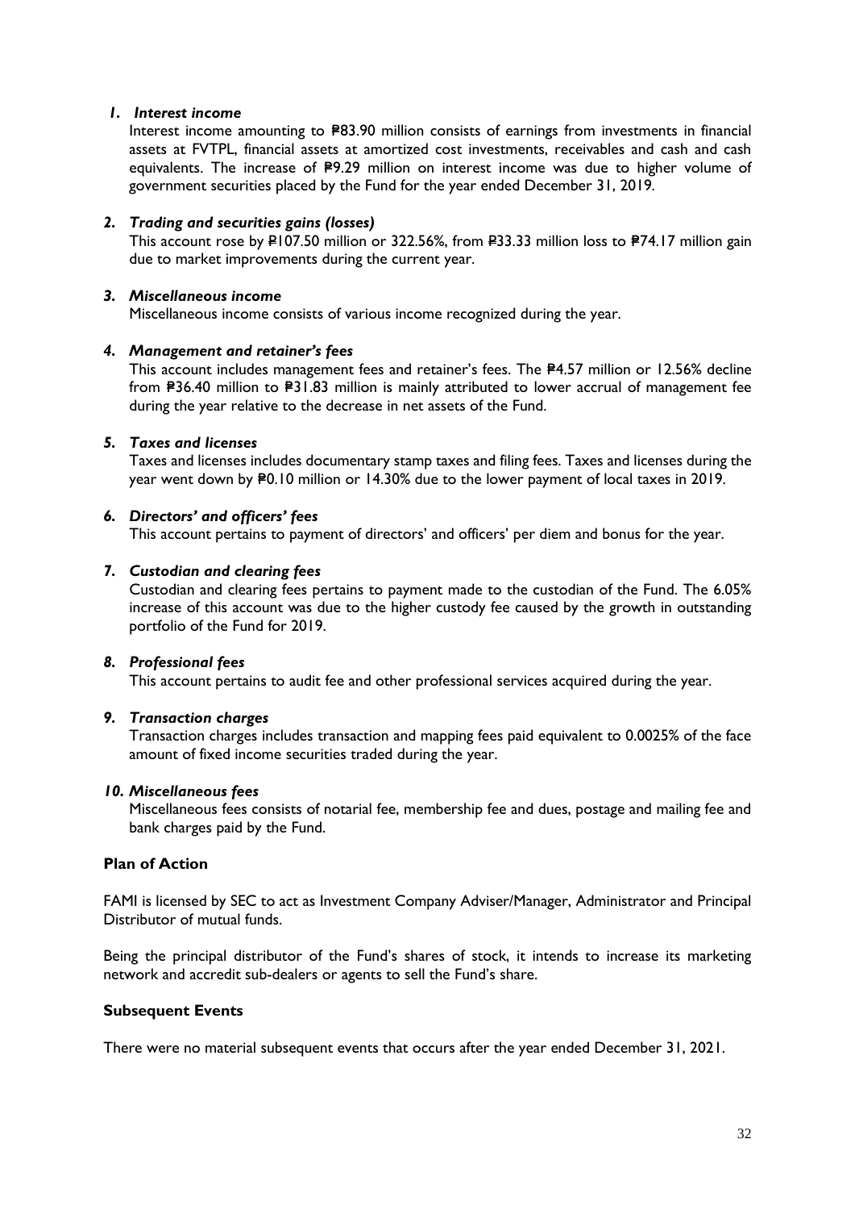1. ***Interest income***

   Interest income amounting to ₱83.90 million consists of earnings from investments in financial assets at FVTPL, financial assets at amortized cost investments, receivables and cash and cash equivalents. The increase of ₱9.29 million on interest income was due to higher volume of government securities placed by the Fund for the year ended December 31, 2019.

2. ***Trading and securities gains (losses)***

   This account rose by ₱107.50 million or 322.56%, from ₱33.33 million loss to ₱74.17 million gain due to market improvements during the current year.

3. ***Miscellaneous income***

   Miscellaneous income consists of various income recognized during the year.

4. ***Management and retainer's fees***

   This account includes management fees and retainer's fees. The ₱4.57 million or 12.56% decline from ₱36.40 million to ₱31.83 million is mainly attributed to lower accrual of management fee during the year relative to the decrease in net assets of the Fund.

5. ***Taxes and licenses***

   Taxes and licenses includes documentary stamp taxes and filing fees. Taxes and licenses during the year went down by ₱0.10 million or 14.30% due to the lower payment of local taxes in 2019.

6. ***Directors' and officers' fees***

   This account pertains to payment of directors' and officers' per diem and bonus for the year.

7. ***Custodian and clearing fees***

   Custodian and clearing fees pertains to payment made to the custodian of the Fund. The 6.05% increase of this account was due to the higher custody fee caused by the growth in outstanding portfolio of the Fund for 2019.

8. ***Professional fees***

   This account pertains to audit fee and other professional services acquired during the year.

9. ***Transaction charges***

   Transaction charges includes transaction and mapping fees paid equivalent to 0.0025% of the face amount of fixed income securities traded during the year.

10. ***Miscellaneous fees***

    Miscellaneous fees consists of notarial fee, membership fee and dues, postage and mailing fee and bank charges paid by the Fund.

**Plan of Action**

FAMI is licensed by SEC to act as Investment Company Adviser/Manager, Administrator and Principal Distributor of mutual funds.

Being the principal distributor of the Fund's shares of stock, it intends to increase its marketing network and accredit sub-dealers or agents to sell the Fund's share.

**Subsequent Events**

There were no material subsequent events that occurs after the year ended December 31, 2021.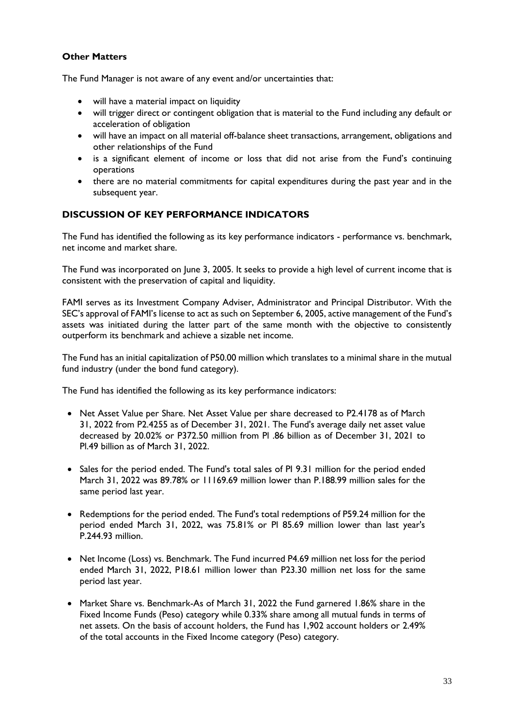**Other Matters**

The Fund Manager is not aware of any event and/or uncertainties that:

- will have a material impact on liquidity
- will trigger direct or contingent obligation that is material to the Fund including any default or acceleration of obligation
- will have an impact on all material off-balance sheet transactions, arrangement, obligations and other relationships of the Fund
- is a significant element of income or loss that did not arise from the Fund's continuing operations
- there are no material commitments for capital expenditures during the past year and in the subsequent year.

## DISCUSSION OF KEY PERFORMANCE INDICATORS

The Fund has identified the following as its key performance indicators - performance vs. benchmark, net income and market share.

The Fund was incorporated on June 3, 2005. It seeks to provide a high level of current income that is consistent with the preservation of capital and liquidity.

FAMI serves as its Investment Company Adviser, Administrator and Principal Distributor. With the SEC's approval of FAMI's license to act as such on September 6, 2005, active management of the Fund's assets was initiated during the latter part of the same month with the objective to consistently outperform its benchmark and achieve a sizable net income.

The Fund has an initial capitalization of P50.00 million which translates to a minimal share in the mutual fund industry (under the bond fund category).

The Fund has identified the following as its key performance indicators:

- Net Asset Value per Share. Net Asset Value per share decreased to P2.4178 as of March 31, 2022 from P2.4255 as of December 31, 2021. The Fund's average daily net asset value decreased by 20.02% or P372.50 million from Pl .86 billion as of December 31, 2021 to Pl.49 billion as of March 31, 2022.
- Sales for the period ended. The Fund's total sales of Pl 9.31 million for the period ended March 31, 2022 was 89.78% or 11169.69 million lower than P.188.99 million sales for the same period last year.
- Redemptions for the period ended. The Fund's total redemptions of P59.24 million for the period ended March 31, 2022, was 75.81% or Pl 85.69 million lower than last year's P.244.93 million.
- Net Income (Loss) vs. Benchmark. The Fund incurred P4.69 million net loss for the period ended March 31, 2022, P18.61 million lower than P23.30 million net loss for the same period last year.
- Market Share vs. Benchmark-As of March 31, 2022 the Fund garnered 1.86% share in the Fixed Income Funds (Peso) category while 0.33% share among all mutual funds in terms of net assets. On the basis of account holders, the Fund has 1,902 account holders or 2.49% of the total accounts in the Fixed Income category (Peso) category.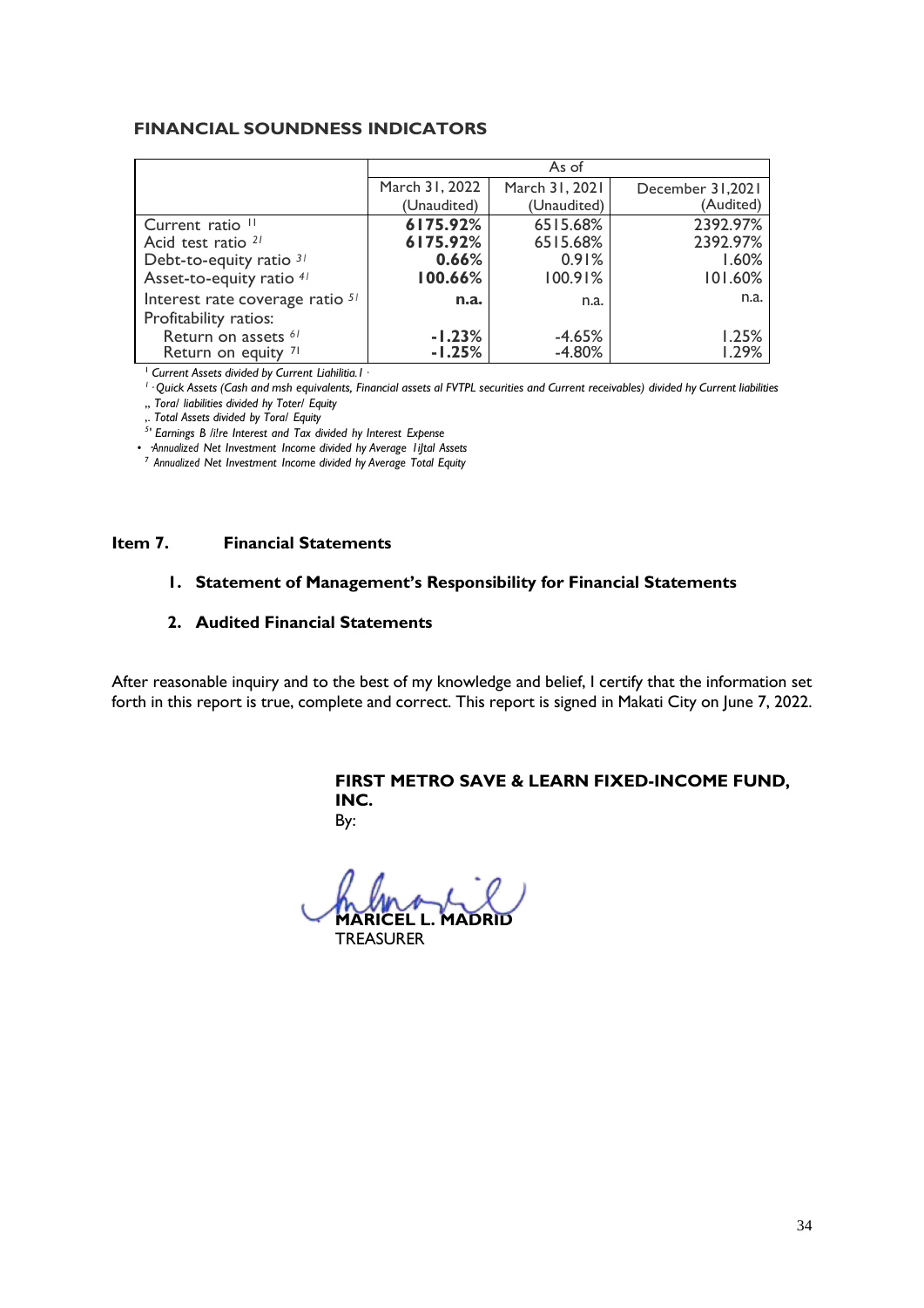## FINANCIAL SOUNDNESS INDICATORS

| | As of | | |
|---|---|---|---|
| | March 31, 2022 (Unaudited) | March 31, 2021 (Unaudited) | December 31,2021 (Audited) |
| Current ratio [1] | **6175.92%** | 6515.68% | 2392.97% |
| Acid test ratio [2] | **6175.92%** | 6515.68% | 2392.97% |
| Debt-to-equity ratio [3] | **0.66%** | 0.91% | 1.60% |
| Asset-to-equity ratio [4] | **100.66%** | 100.91% | 101.60% |
| Interest rate coverage ratio [5] | **n.a.** | n.a. | n.a. |
| Profitability ratios: | | | |
| Return on assets [6] | **-1.23%** | -4.65% | 1.25% |
| Return on equity [7] | **-1.25%** | -4.80% | 1.29% |

[1] *Current Assets divided by Current Liahilitia.l ·*

[1] *· Quick Assets (Cash and msh equivalents, Financial assets al FVTPL securities and Current receivables) divided hy Current liabilities*

,, *Toral liabilities divided hy Toterl Equity*

,. *Total Assets divided by Toral Equity*

[5] *Earnings B li!re Interest and Tax divided by Interest Expense*

• *·Annualized Net Investment Income divided hy Average IiJtal Assets*

[7] *Annualized Net Investment Income divided hy Average Total Equity*

**Item 7. Financial Statements**

1. **Statement of Management's Responsibility for Financial Statements**
2. **Audited Financial Statements**

After reasonable inquiry and to the best of my knowledge and belief, I certify that the information set forth in this report is true, complete and correct. This report is signed in Makati City on June 7, 2022.

**FIRST METRO SAVE & LEARN FIXED-INCOME FUND, INC.**
By:

**MARICEL L. MADRID**
TREASURER